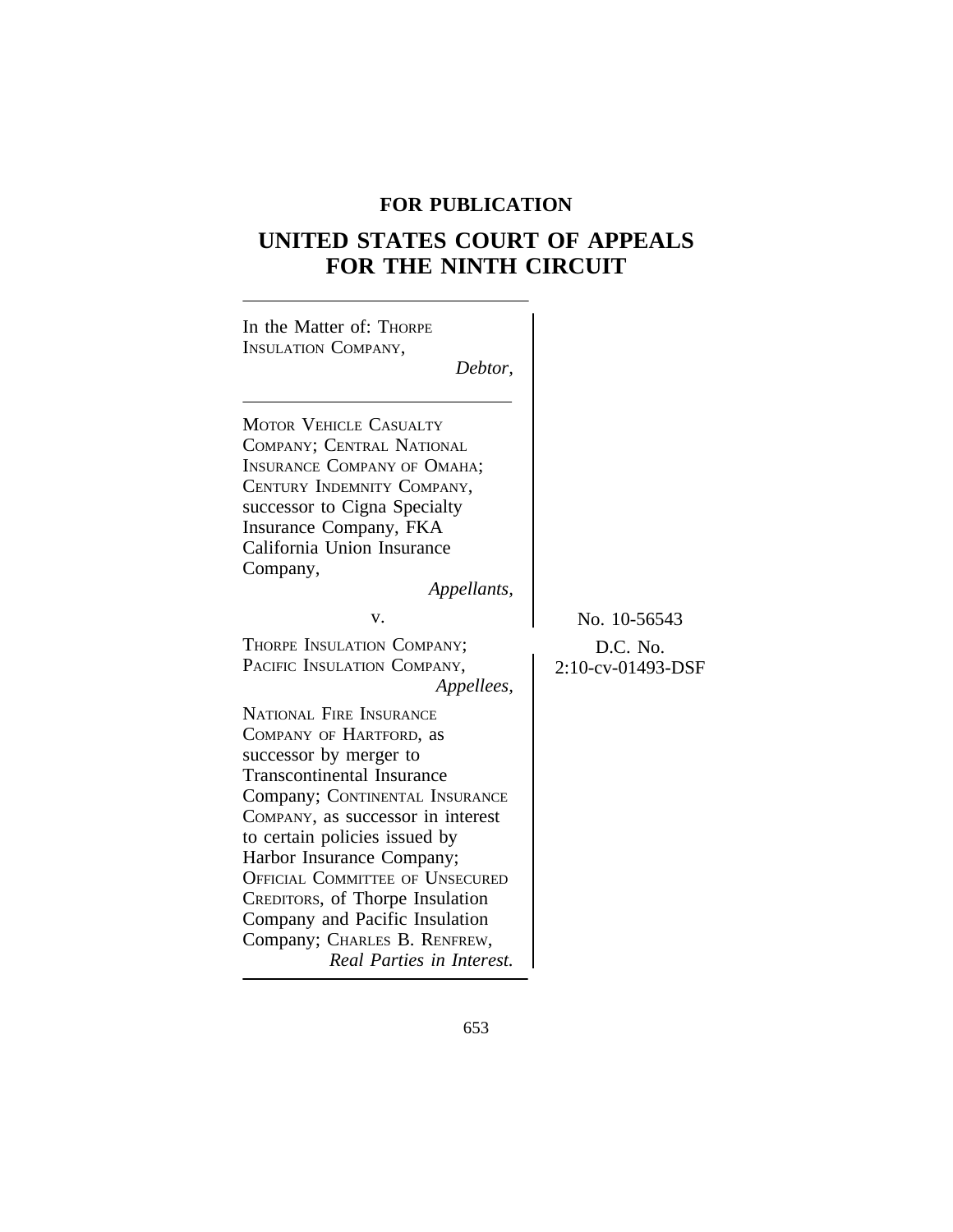**FOR PUBLICATION**

# UNITED STATES COURT OF APPEALS FOR THE NINTH CIRCUIT

In the Matter of: THORPE INSULATION COMPANY,
*Debtor,*

---

MOTOR VEHICLE CASUALTY COMPANY; CENTRAL NATIONAL INSURANCE COMPANY OF OMAHA; CENTURY INDEMNITY COMPANY, successor to Cigna Specialty Insurance Company, FKA California Union Insurance Company,
*Appellants,*

v.

THORPE INSULATION COMPANY; PACIFIC INSULATION COMPANY,
*Appellees,*

NATIONAL FIRE INSURANCE COMPANY OF HARTFORD, as successor by merger to Transcontinental Insurance Company; CONTINENTAL INSURANCE COMPANY, as successor in interest to certain policies issued by Harbor Insurance Company; OFFICIAL COMMITTEE OF UNSECURED CREDITORS, of Thorpe Insulation Company and Pacific Insulation Company; CHARLES B. RENFREW,
*Real Parties in Interest.*

No. 10-56543

D.C. No. 2:10-cv-01493-DSF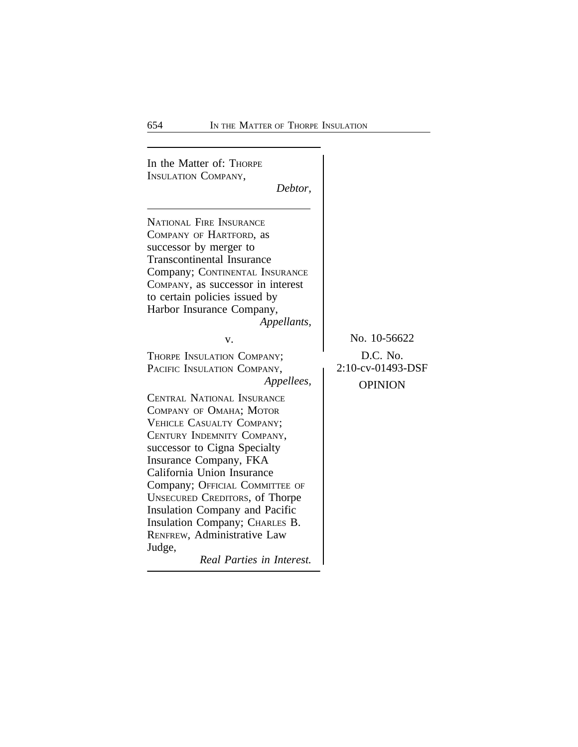In the Matter of: THORPE INSULATION COMPANY,
*Debtor*,

---

NATIONAL FIRE INSURANCE COMPANY OF HARTFORD, as successor by merger to Transcontinental Insurance Company; CONTINENTAL INSURANCE COMPANY, as successor in interest to certain policies issued by Harbor Insurance Company,
*Appellants*,

v.

THORPE INSULATION COMPANY; PACIFIC INSULATION COMPANY,
*Appellees*,

CENTRAL NATIONAL INSURANCE COMPANY OF OMAHA; MOTOR VEHICLE CASUALTY COMPANY; CENTURY INDEMNITY COMPANY, successor to Cigna Specialty Insurance Company, FKA California Union Insurance Company; OFFICIAL COMMITTEE OF UNSECURED CREDITORS, of Thorpe Insulation Company and Pacific Insulation Company; CHARLES B. RENFREW, Administrative Law Judge,
*Real Parties in Interest.*

No. 10-56622

D.C. No.
2:10-cv-01493-DSF

OPINION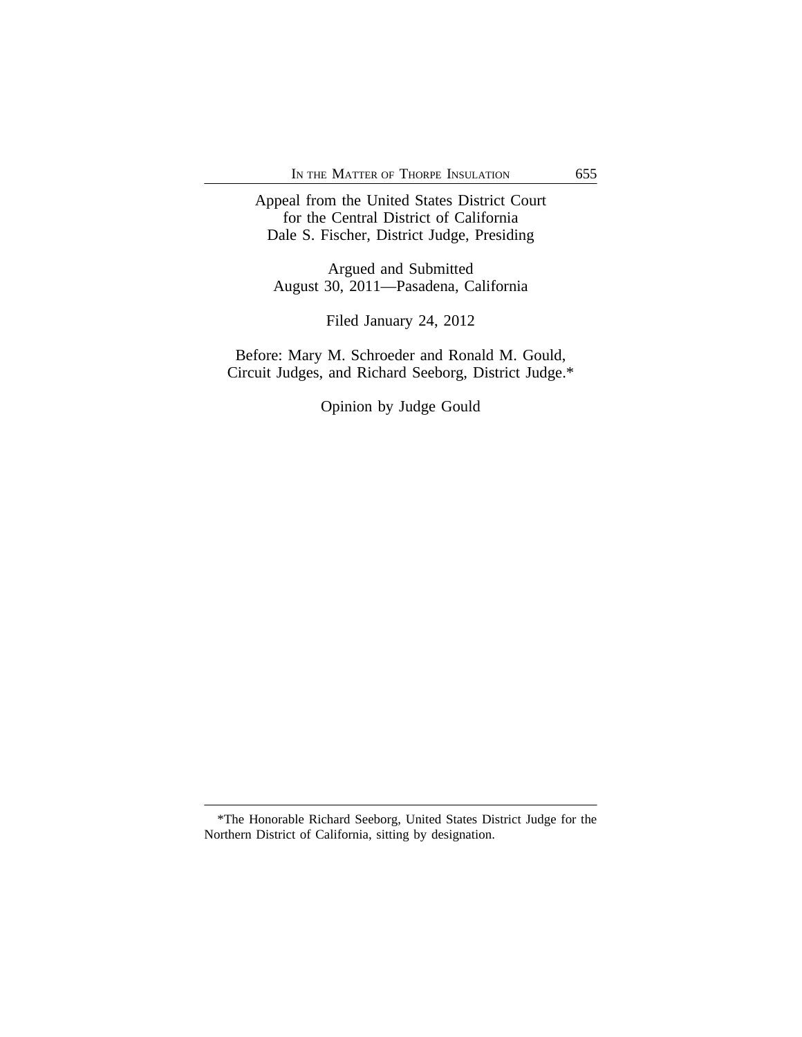Appeal from the United States District Court
for the Central District of California
Dale S. Fischer, District Judge, Presiding

Argued and Submitted
August 30, 2011—Pasadena, California

Filed January 24, 2012

Before: Mary M. Schroeder and Ronald M. Gould,
Circuit Judges, and Richard Seeborg, District Judge.*

Opinion by Judge Gould

---

*The Honorable Richard Seeborg, United States District Judge for the Northern District of California, sitting by designation.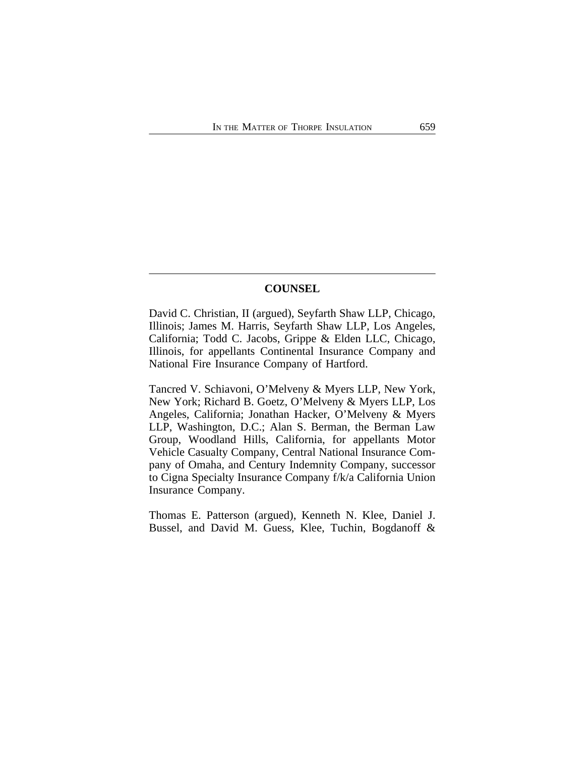## COUNSEL

David C. Christian, II (argued), Seyfarth Shaw LLP, Chicago, Illinois; James M. Harris, Seyfarth Shaw LLP, Los Angeles, California; Todd C. Jacobs, Grippe & Elden LLC, Chicago, Illinois, for appellants Continental Insurance Company and National Fire Insurance Company of Hartford.

Tancred V. Schiavoni, O'Melveny & Myers LLP, New York, New York; Richard B. Goetz, O'Melveny & Myers LLP, Los Angeles, California; Jonathan Hacker, O'Melveny & Myers LLP, Washington, D.C.; Alan S. Berman, the Berman Law Group, Woodland Hills, California, for appellants Motor Vehicle Casualty Company, Central National Insurance Company of Omaha, and Century Indemnity Company, successor to Cigna Specialty Insurance Company f/k/a California Union Insurance Company.

Thomas E. Patterson (argued), Kenneth N. Klee, Daniel J. Bussel, and David M. Guess, Klee, Tuchin, Bogdanoff &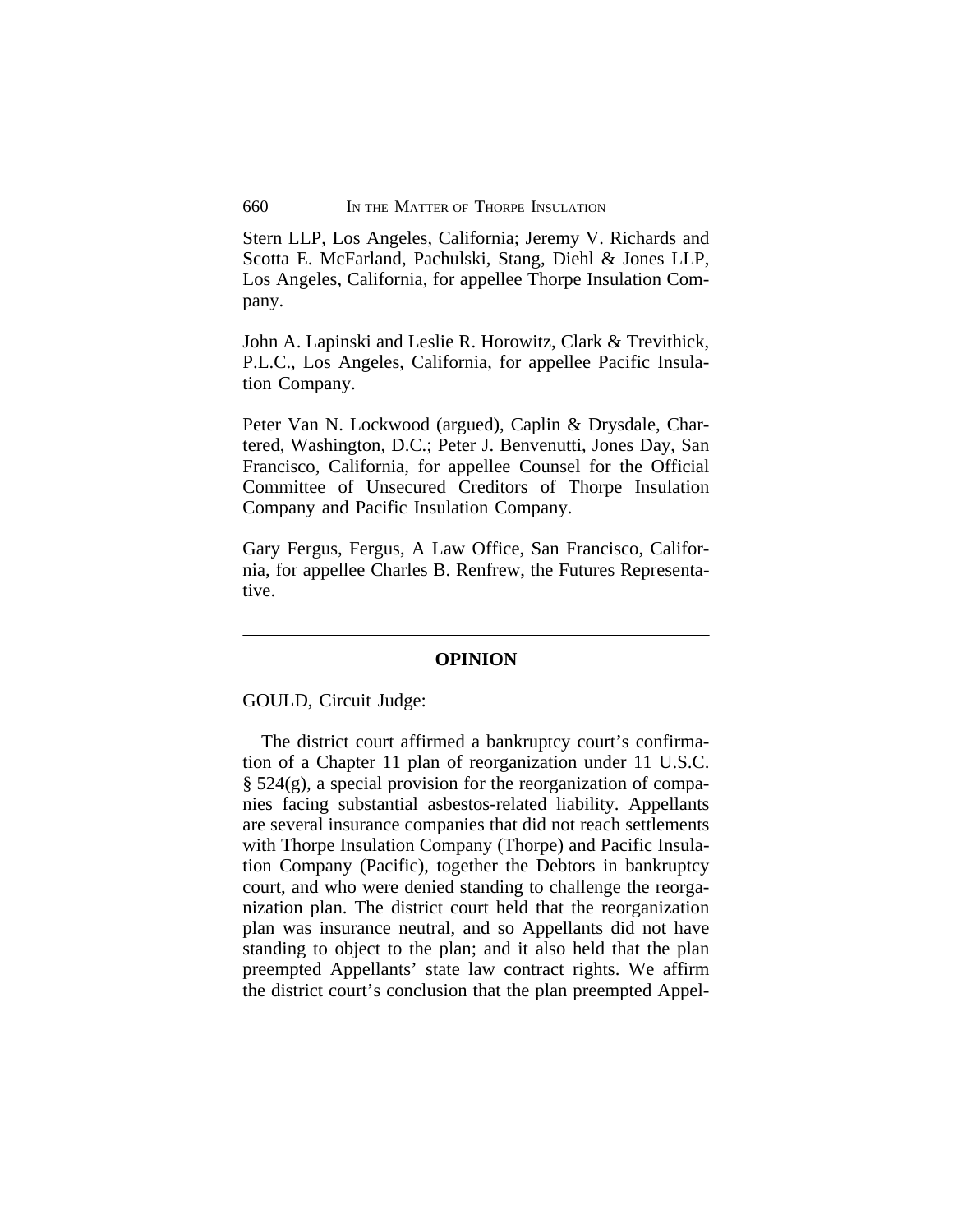Stern LLP, Los Angeles, California; Jeremy V. Richards and Scotta E. McFarland, Pachulski, Stang, Diehl & Jones LLP, Los Angeles, California, for appellee Thorpe Insulation Company.

John A. Lapinski and Leslie R. Horowitz, Clark & Trevithick, P.L.C., Los Angeles, California, for appellee Pacific Insulation Company.

Peter Van N. Lockwood (argued), Caplin & Drysdale, Chartered, Washington, D.C.; Peter J. Benvenutti, Jones Day, San Francisco, California, for appellee Counsel for the Official Committee of Unsecured Creditors of Thorpe Insulation Company and Pacific Insulation Company.

Gary Fergus, Fergus, A Law Office, San Francisco, California, for appellee Charles B. Renfrew, the Futures Representative.

---

## OPINION

GOULD, Circuit Judge:

The district court affirmed a bankruptcy court's confirmation of a Chapter 11 plan of reorganization under 11 U.S.C. § 524(g), a special provision for the reorganization of companies facing substantial asbestos-related liability. Appellants are several insurance companies that did not reach settlements with Thorpe Insulation Company (Thorpe) and Pacific Insulation Company (Pacific), together the Debtors in bankruptcy court, and who were denied standing to challenge the reorganization plan. The district court held that the reorganization plan was insurance neutral, and so Appellants did not have standing to object to the plan; and it also held that the plan preempted Appellants' state law contract rights. We affirm the district court's conclusion that the plan preempted Appel-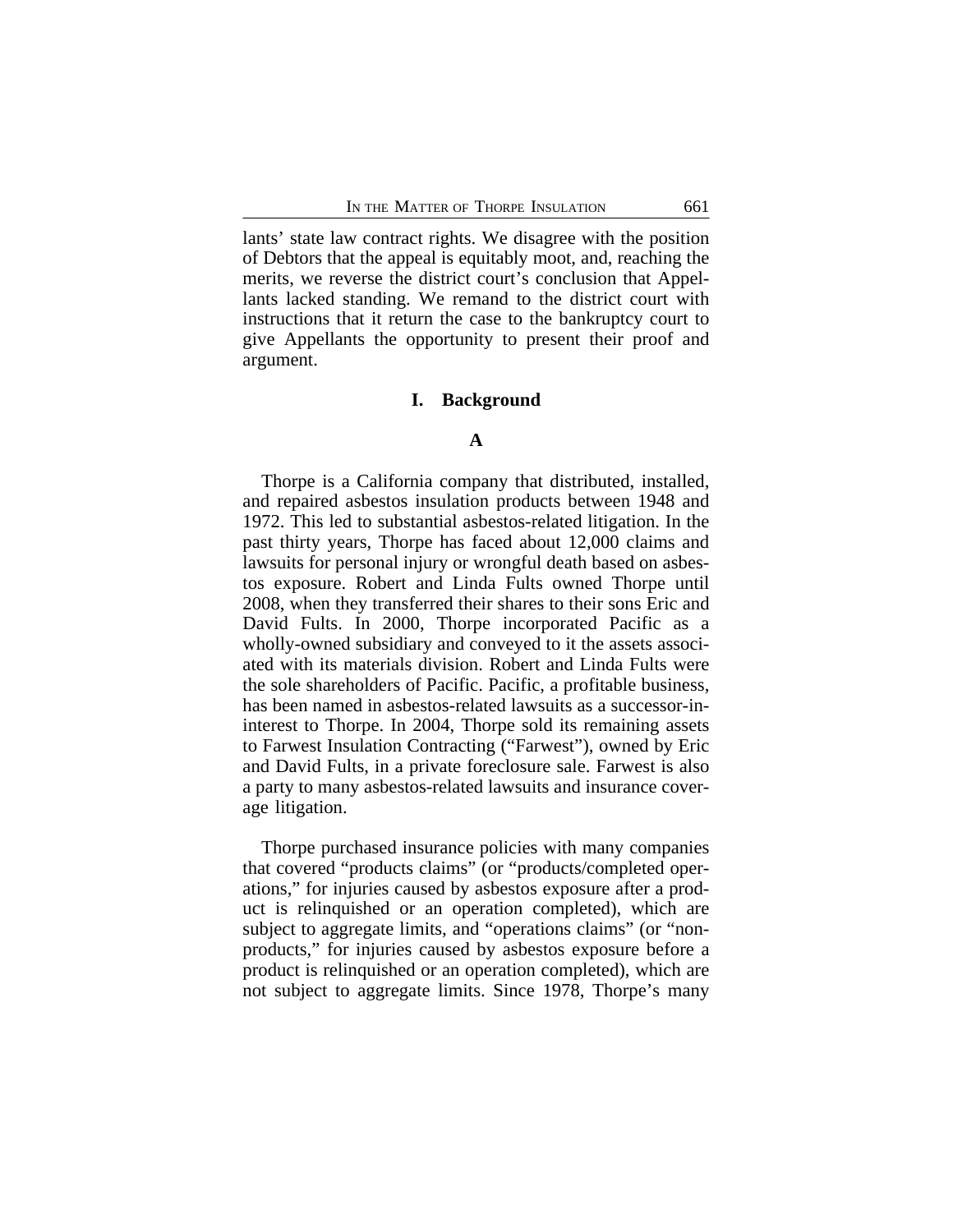lants' state law contract rights. We disagree with the position of Debtors that the appeal is equitably moot, and, reaching the merits, we reverse the district court's conclusion that Appellants lacked standing. We remand to the district court with instructions that it return the case to the bankruptcy court to give Appellants the opportunity to present their proof and argument.

## I. Background

### A

Thorpe is a California company that distributed, installed, and repaired asbestos insulation products between 1948 and 1972. This led to substantial asbestos-related litigation. In the past thirty years, Thorpe has faced about 12,000 claims and lawsuits for personal injury or wrongful death based on asbestos exposure. Robert and Linda Fults owned Thorpe until 2008, when they transferred their shares to their sons Eric and David Fults. In 2000, Thorpe incorporated Pacific as a wholly-owned subsidiary and conveyed to it the assets associated with its materials division. Robert and Linda Fults were the sole shareholders of Pacific. Pacific, a profitable business, has been named in asbestos-related lawsuits as a successor-in-interest to Thorpe. In 2004, Thorpe sold its remaining assets to Farwest Insulation Contracting ("Farwest"), owned by Eric and David Fults, in a private foreclosure sale. Farwest is also a party to many asbestos-related lawsuits and insurance coverage litigation.

Thorpe purchased insurance policies with many companies that covered "products claims" (or "products/completed operations," for injuries caused by asbestos exposure after a product is relinquished or an operation completed), which are subject to aggregate limits, and "operations claims" (or "non-products," for injuries caused by asbestos exposure before a product is relinquished or an operation completed), which are not subject to aggregate limits. Since 1978, Thorpe's many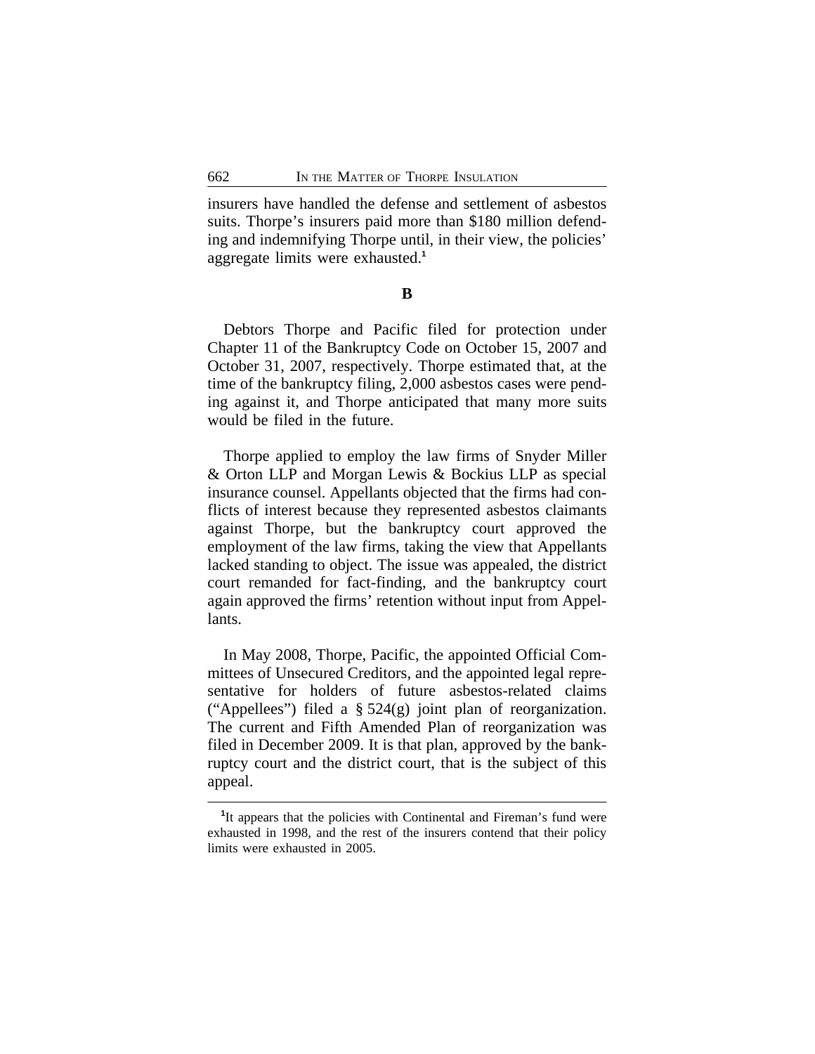insurers have handled the defense and settlement of asbestos suits. Thorpe's insurers paid more than $180 million defending and indemnifying Thorpe until, in their view, the policies' aggregate limits were exhausted.[1]

**B**

Debtors Thorpe and Pacific filed for protection under Chapter 11 of the Bankruptcy Code on October 15, 2007 and October 31, 2007, respectively. Thorpe estimated that, at the time of the bankruptcy filing, 2,000 asbestos cases were pending against it, and Thorpe anticipated that many more suits would be filed in the future.

Thorpe applied to employ the law firms of Snyder Miller & Orton LLP and Morgan Lewis & Bockius LLP as special insurance counsel. Appellants objected that the firms had conflicts of interest because they represented asbestos claimants against Thorpe, but the bankruptcy court approved the employment of the law firms, taking the view that Appellants lacked standing to object. The issue was appealed, the district court remanded for fact-finding, and the bankruptcy court again approved the firms' retention without input from Appellants.

In May 2008, Thorpe, Pacific, the appointed Official Committees of Unsecured Creditors, and the appointed legal representative for holders of future asbestos-related claims ("Appellees") filed a § 524(g) joint plan of reorganization. The current and Fifth Amended Plan of reorganization was filed in December 2009. It is that plan, approved by the bankruptcy court and the district court, that is the subject of this appeal.

[1]It appears that the policies with Continental and Fireman's fund were exhausted in 1998, and the rest of the insurers contend that their policy limits were exhausted in 2005.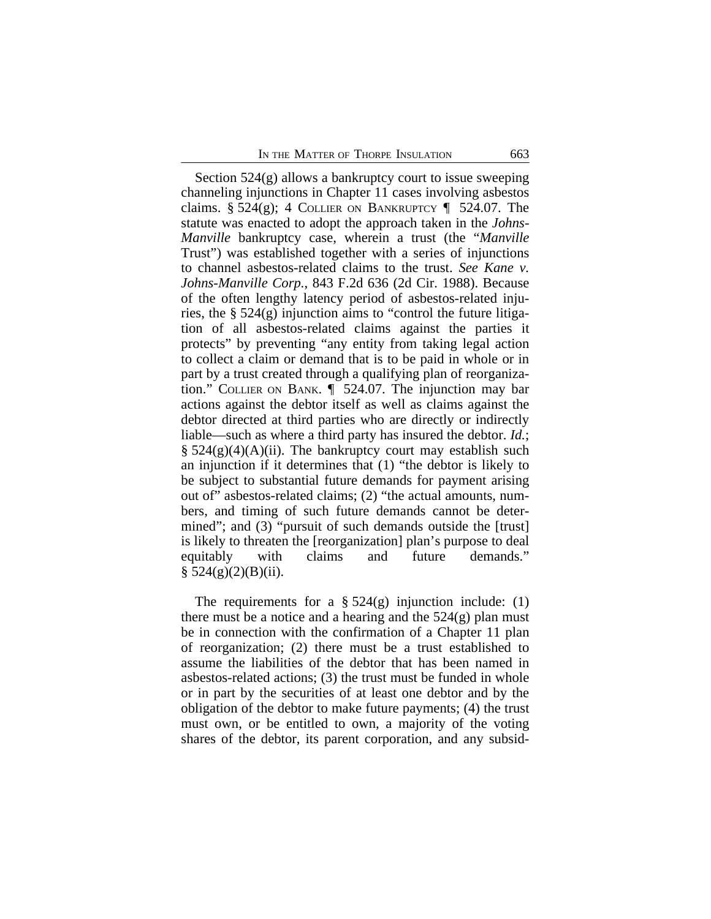Section 524(g) allows a bankruptcy court to issue sweeping channeling injunctions in Chapter 11 cases involving asbestos claims. § 524(g); 4 COLLIER ON BANKRUPTCY ¶ 524.07. The statute was enacted to adopt the approach taken in the *Johns-Manville* bankruptcy case, wherein a trust (the "*Manville* Trust") was established together with a series of injunctions to channel asbestos-related claims to the trust. *See Kane v. Johns-Manville Corp.*, 843 F.2d 636 (2d Cir. 1988). Because of the often lengthy latency period of asbestos-related injuries, the § 524(g) injunction aims to "control the future litigation of all asbestos-related claims against the parties it protects" by preventing "any entity from taking legal action to collect a claim or demand that is to be paid in whole or in part by a trust created through a qualifying plan of reorganization." COLLIER ON BANK. ¶ 524.07. The injunction may bar actions against the debtor itself as well as claims against the debtor directed at third parties who are directly or indirectly liable—such as where a third party has insured the debtor. *Id.*; § 524(g)(4)(A)(ii). The bankruptcy court may establish such an injunction if it determines that (1) "the debtor is likely to be subject to substantial future demands for payment arising out of" asbestos-related claims; (2) "the actual amounts, numbers, and timing of such future demands cannot be determined"; and (3) "pursuit of such demands outside the [trust] is likely to threaten the [reorganization] plan's purpose to deal equitably with claims and future demands." § 524(g)(2)(B)(ii).

The requirements for a § 524(g) injunction include: (1) there must be a notice and a hearing and the 524(g) plan must be in connection with the confirmation of a Chapter 11 plan of reorganization; (2) there must be a trust established to assume the liabilities of the debtor that has been named in asbestos-related actions; (3) the trust must be funded in whole or in part by the securities of at least one debtor and by the obligation of the debtor to make future payments; (4) the trust must own, or be entitled to own, a majority of the voting shares of the debtor, its parent corporation, and any subsid-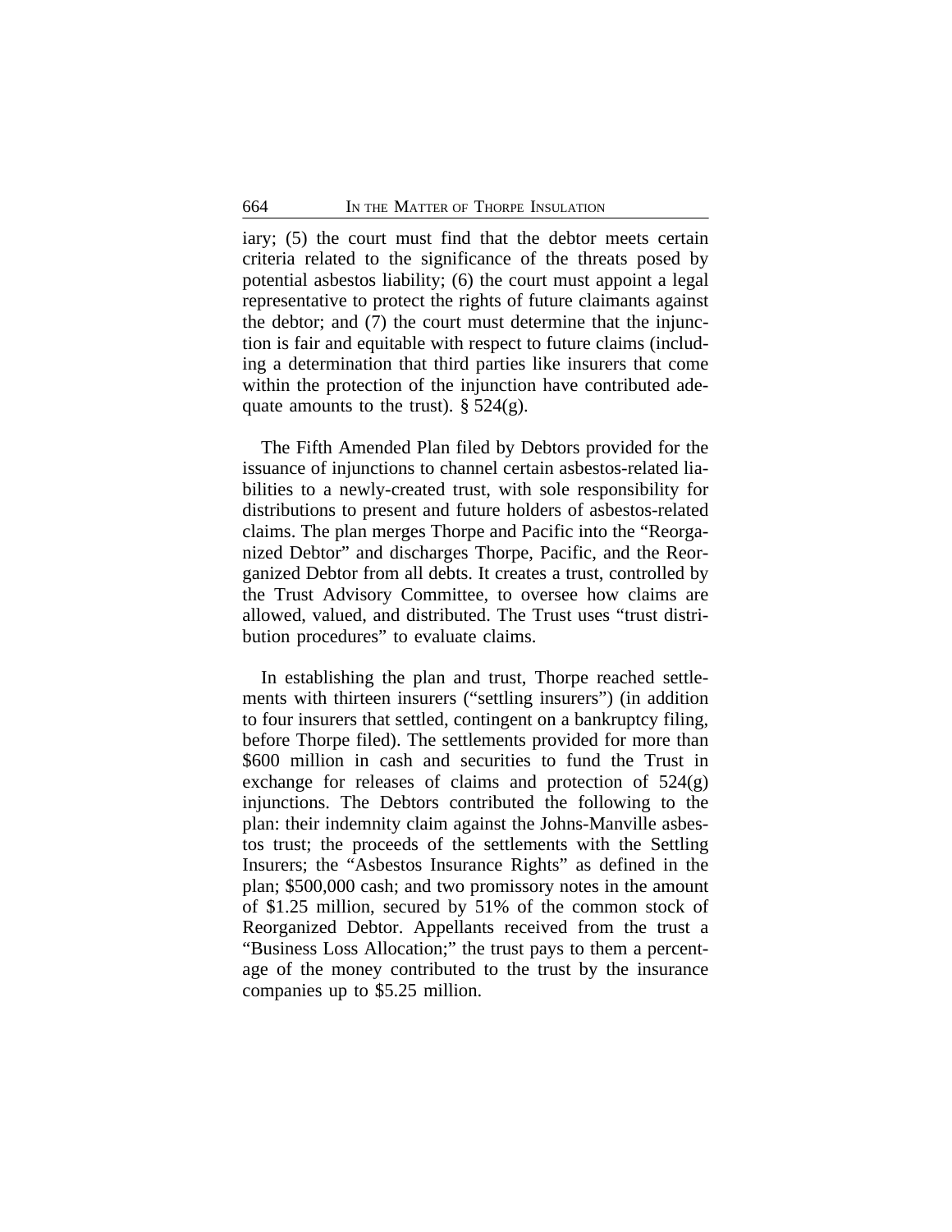iary; (5) the court must find that the debtor meets certain criteria related to the significance of the threats posed by potential asbestos liability; (6) the court must appoint a legal representative to protect the rights of future claimants against the debtor; and (7) the court must determine that the injunction is fair and equitable with respect to future claims (including a determination that third parties like insurers that come within the protection of the injunction have contributed adequate amounts to the trust). § 524(g).

The Fifth Amended Plan filed by Debtors provided for the issuance of injunctions to channel certain asbestos-related liabilities to a newly-created trust, with sole responsibility for distributions to present and future holders of asbestos-related claims. The plan merges Thorpe and Pacific into the "Reorganized Debtor" and discharges Thorpe, Pacific, and the Reorganized Debtor from all debts. It creates a trust, controlled by the Trust Advisory Committee, to oversee how claims are allowed, valued, and distributed. The Trust uses "trust distribution procedures" to evaluate claims.

In establishing the plan and trust, Thorpe reached settlements with thirteen insurers ("settling insurers") (in addition to four insurers that settled, contingent on a bankruptcy filing, before Thorpe filed). The settlements provided for more than $600 million in cash and securities to fund the Trust in exchange for releases of claims and protection of 524(g) injunctions. The Debtors contributed the following to the plan: their indemnity claim against the Johns-Manville asbestos trust; the proceeds of the settlements with the Settling Insurers; the "Asbestos Insurance Rights" as defined in the plan; $500,000 cash; and two promissory notes in the amount of $1.25 million, secured by 51% of the common stock of Reorganized Debtor. Appellants received from the trust a "Business Loss Allocation;" the trust pays to them a percentage of the money contributed to the trust by the insurance companies up to $5.25 million.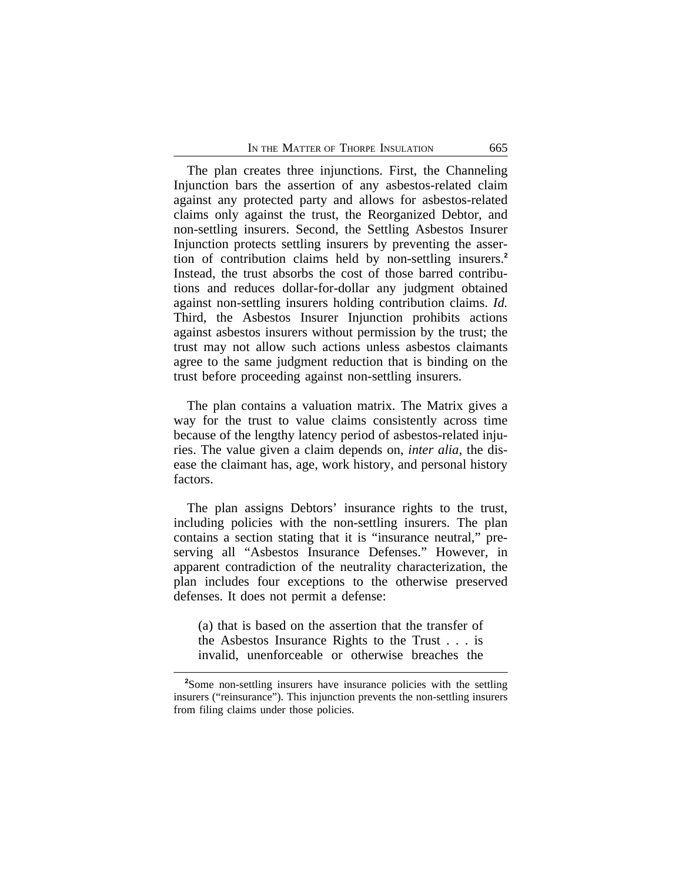The plan creates three injunctions. First, the Channeling Injunction bars the assertion of any asbestos-related claim against any protected party and allows for asbestos-related claims only against the trust, the Reorganized Debtor, and non-settling insurers. Second, the Settling Asbestos Insurer Injunction protects settling insurers by preventing the assertion of contribution claims held by non-settling insurers.[2] Instead, the trust absorbs the cost of those barred contributions and reduces dollar-for-dollar any judgment obtained against non-settling insurers holding contribution claims. *Id.* Third, the Asbestos Insurer Injunction prohibits actions against asbestos insurers without permission by the trust; the trust may not allow such actions unless asbestos claimants agree to the same judgment reduction that is binding on the trust before proceeding against non-settling insurers.

The plan contains a valuation matrix. The Matrix gives a way for the trust to value claims consistently across time because of the lengthy latency period of asbestos-related injuries. The value given a claim depends on, *inter alia*, the disease the claimant has, age, work history, and personal history factors.

The plan assigns Debtors' insurance rights to the trust, including policies with the non-settling insurers. The plan contains a section stating that it is "insurance neutral," preserving all "Asbestos Insurance Defenses." However, in apparent contradiction of the neutrality characterization, the plan includes four exceptions to the otherwise preserved defenses. It does not permit a defense:

> (a) that is based on the assertion that the transfer of the Asbestos Insurance Rights to the Trust . . . is invalid, unenforceable or otherwise breaches the

[2]Some non-settling insurers have insurance policies with the settling insurers ("reinsurance"). This injunction prevents the non-settling insurers from filing claims under those policies.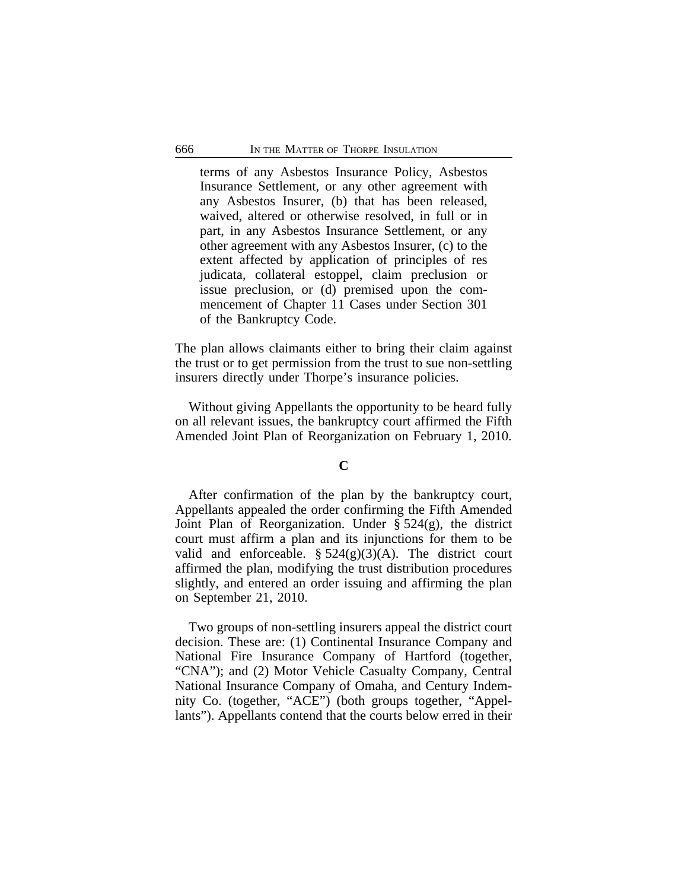> terms of any Asbestos Insurance Policy, Asbestos Insurance Settlement, or any other agreement with any Asbestos Insurer, (b) that has been released, waived, altered or otherwise resolved, in full or in part, in any Asbestos Insurance Settlement, or any other agreement with any Asbestos Insurer, (c) to the extent affected by application of principles of res judicata, collateral estoppel, claim preclusion or issue preclusion, or (d) premised upon the commencement of Chapter 11 Cases under Section 301 of the Bankruptcy Code.

The plan allows claimants either to bring their claim against the trust or to get permission from the trust to sue non-settling insurers directly under Thorpe's insurance policies.

Without giving Appellants the opportunity to be heard fully on all relevant issues, the bankruptcy court affirmed the Fifth Amended Joint Plan of Reorganization on February 1, 2010.

### C

After confirmation of the plan by the bankruptcy court, Appellants appealed the order confirming the Fifth Amended Joint Plan of Reorganization. Under § 524(g), the district court must affirm a plan and its injunctions for them to be valid and enforceable. § 524(g)(3)(A). The district court affirmed the plan, modifying the trust distribution procedures slightly, and entered an order issuing and affirming the plan on September 21, 2010.

Two groups of non-settling insurers appeal the district court decision. These are: (1) Continental Insurance Company and National Fire Insurance Company of Hartford (together, "CNA"); and (2) Motor Vehicle Casualty Company, Central National Insurance Company of Omaha, and Century Indemnity Co. (together, "ACE") (both groups together, "Appellants"). Appellants contend that the courts below erred in their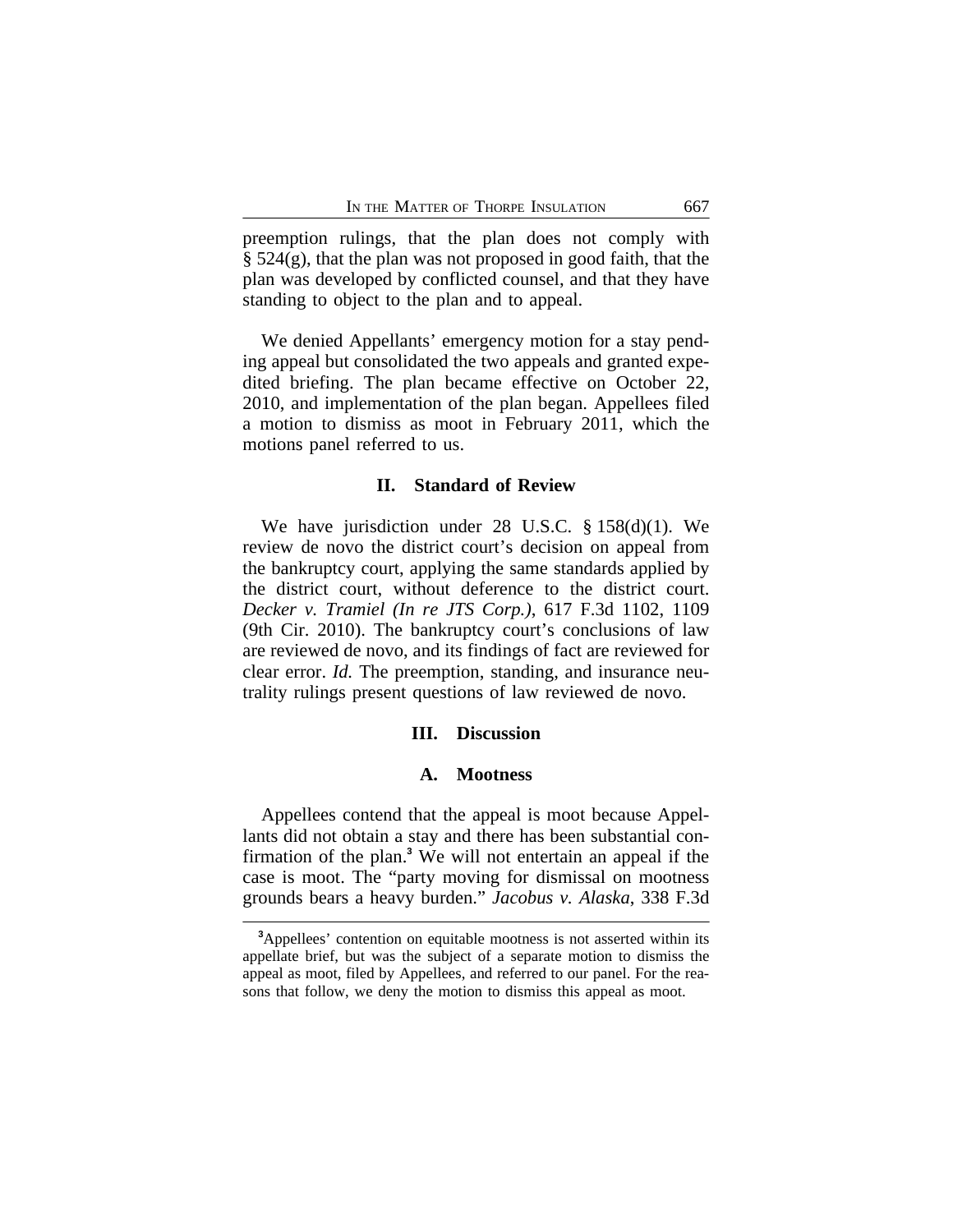preemption rulings, that the plan does not comply with § 524(g), that the plan was not proposed in good faith, that the plan was developed by conflicted counsel, and that they have standing to object to the plan and to appeal.

We denied Appellants' emergency motion for a stay pending appeal but consolidated the two appeals and granted expedited briefing. The plan became effective on October 22, 2010, and implementation of the plan began. Appellees filed a motion to dismiss as moot in February 2011, which the motions panel referred to us.

## II. Standard of Review

We have jurisdiction under 28 U.S.C. § 158(d)(1). We review de novo the district court's decision on appeal from the bankruptcy court, applying the same standards applied by the district court, without deference to the district court. *Decker v. Tramiel (In re JTS Corp.)*, 617 F.3d 1102, 1109 (9th Cir. 2010). The bankruptcy court's conclusions of law are reviewed de novo, and its findings of fact are reviewed for clear error. *Id.* The preemption, standing, and insurance neutrality rulings present questions of law reviewed de novo.

## III. Discussion

### A. Mootness

Appellees contend that the appeal is moot because Appellants did not obtain a stay and there has been substantial confirmation of the plan.[3] We will not entertain an appeal if the case is moot. The "party moving for dismissal on mootness grounds bears a heavy burden." *Jacobus v. Alaska*, 338 F.3d

[3]Appellees' contention on equitable mootness is not asserted within its appellate brief, but was the subject of a separate motion to dismiss the appeal as moot, filed by Appellees, and referred to our panel. For the reasons that follow, we deny the motion to dismiss this appeal as moot.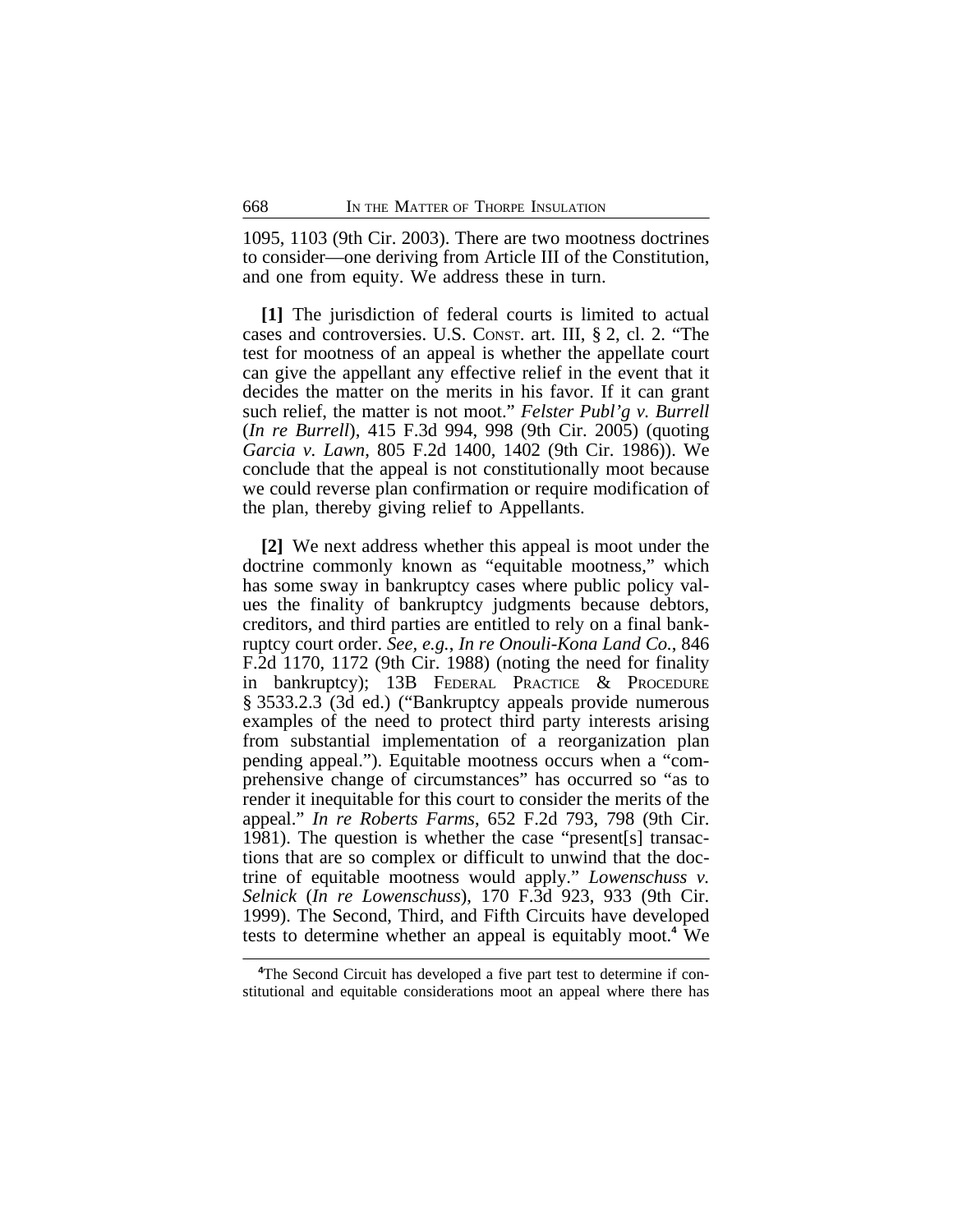1095, 1103 (9th Cir. 2003). There are two mootness doctrines to consider—one deriving from Article III of the Constitution, and one from equity. We address these in turn.

**[1]** The jurisdiction of federal courts is limited to actual cases and controversies. U.S. CONST. art. III, § 2, cl. 2. "The test for mootness of an appeal is whether the appellate court can give the appellant any effective relief in the event that it decides the matter on the merits in his favor. If it can grant such relief, the matter is not moot." *Felster Publ'g v. Burrell* (*In re Burrell*), 415 F.3d 994, 998 (9th Cir. 2005) (quoting *Garcia v. Lawn*, 805 F.2d 1400, 1402 (9th Cir. 1986)). We conclude that the appeal is not constitutionally moot because we could reverse plan confirmation or require modification of the plan, thereby giving relief to Appellants.

**[2]** We next address whether this appeal is moot under the doctrine commonly known as "equitable mootness," which has some sway in bankruptcy cases where public policy values the finality of bankruptcy judgments because debtors, creditors, and third parties are entitled to rely on a final bankruptcy court order. *See, e.g.*, *In re Onouli-Kona Land Co.*, 846 F.2d 1170, 1172 (9th Cir. 1988) (noting the need for finality in bankruptcy); 13B FEDERAL PRACTICE & PROCEDURE § 3533.2.3 (3d ed.) ("Bankruptcy appeals provide numerous examples of the need to protect third party interests arising from substantial implementation of a reorganization plan pending appeal."). Equitable mootness occurs when a "comprehensive change of circumstances" has occurred so "as to render it inequitable for this court to consider the merits of the appeal." *In re Roberts Farms*, 652 F.2d 793, 798 (9th Cir. 1981). The question is whether the case "present[s] transactions that are so complex or difficult to unwind that the doctrine of equitable mootness would apply." *Lowenschuss v. Selnick* (*In re Lowenschuss*), 170 F.3d 923, 933 (9th Cir. 1999). The Second, Third, and Fifth Circuits have developed tests to determine whether an appeal is equitably moot.[4] We

[4]The Second Circuit has developed a five part test to determine if constitutional and equitable considerations moot an appeal where there has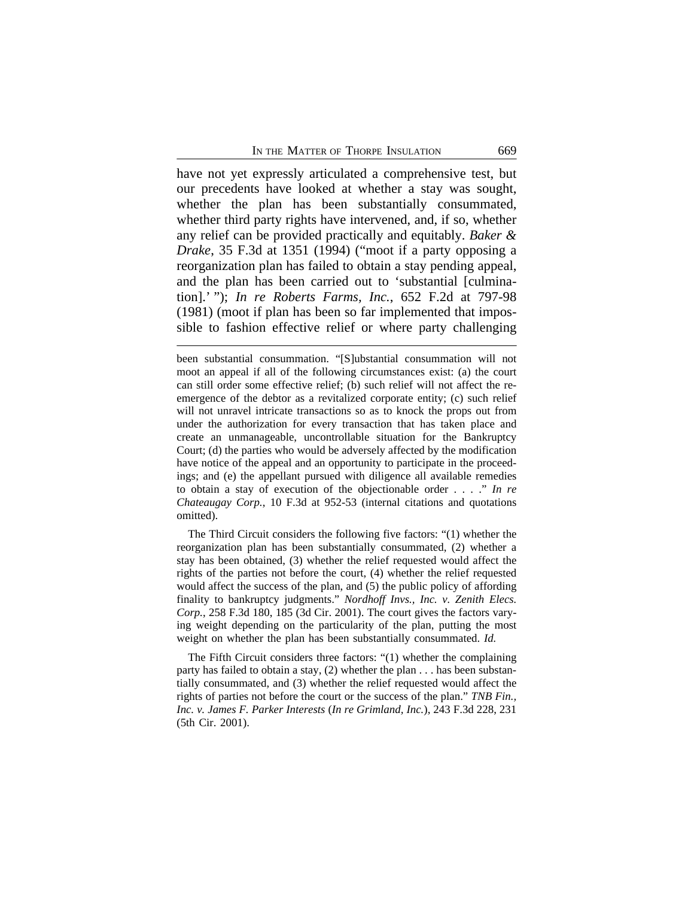have not yet expressly articulated a comprehensive test, but our precedents have looked at whether a stay was sought, whether the plan has been substantially consummated, whether third party rights have intervened, and, if so, whether any relief can be provided practically and equitably. *Baker & Drake*, 35 F.3d at 1351 (1994) ("moot if a party opposing a reorganization plan has failed to obtain a stay pending appeal, and the plan has been carried out to 'substantial [culmination].' "); *In re Roberts Farms, Inc.*, 652 F.2d at 797-98 (1981) (moot if plan has been so far implemented that impossible to fashion effective relief or where party challenging

---

been substantial consummation. "[S]ubstantial consummation will not moot an appeal if all of the following circumstances exist: (a) the court can still order some effective relief; (b) such relief will not affect the re-emergence of the debtor as a revitalized corporate entity; (c) such relief will not unravel intricate transactions so as to knock the props out from under the authorization for every transaction that has taken place and create an unmanageable, uncontrollable situation for the Bankruptcy Court; (d) the parties who would be adversely affected by the modification have notice of the appeal and an opportunity to participate in the proceedings; and (e) the appellant pursued with diligence all available remedies to obtain a stay of execution of the objectionable order . . . ." *In re Chateaugay Corp.*, 10 F.3d at 952-53 (internal citations and quotations omitted).

The Third Circuit considers the following five factors: "(1) whether the reorganization plan has been substantially consummated, (2) whether a stay has been obtained, (3) whether the relief requested would affect the rights of the parties not before the court, (4) whether the relief requested would affect the success of the plan, and (5) the public policy of affording finality to bankruptcy judgments." *Nordhoff Invs., Inc. v. Zenith Elecs. Corp.*, 258 F.3d 180, 185 (3d Cir. 2001). The court gives the factors varying weight depending on the particularity of the plan, putting the most weight on whether the plan has been substantially consummated. *Id.*

The Fifth Circuit considers three factors: "(1) whether the complaining party has failed to obtain a stay, (2) whether the plan . . . has been substantially consummated, and (3) whether the relief requested would affect the rights of parties not before the court or the success of the plan." *TNB Fin., Inc. v. James F. Parker Interests* (*In re Grimland, Inc.*), 243 F.3d 228, 231 (5th Cir. 2001).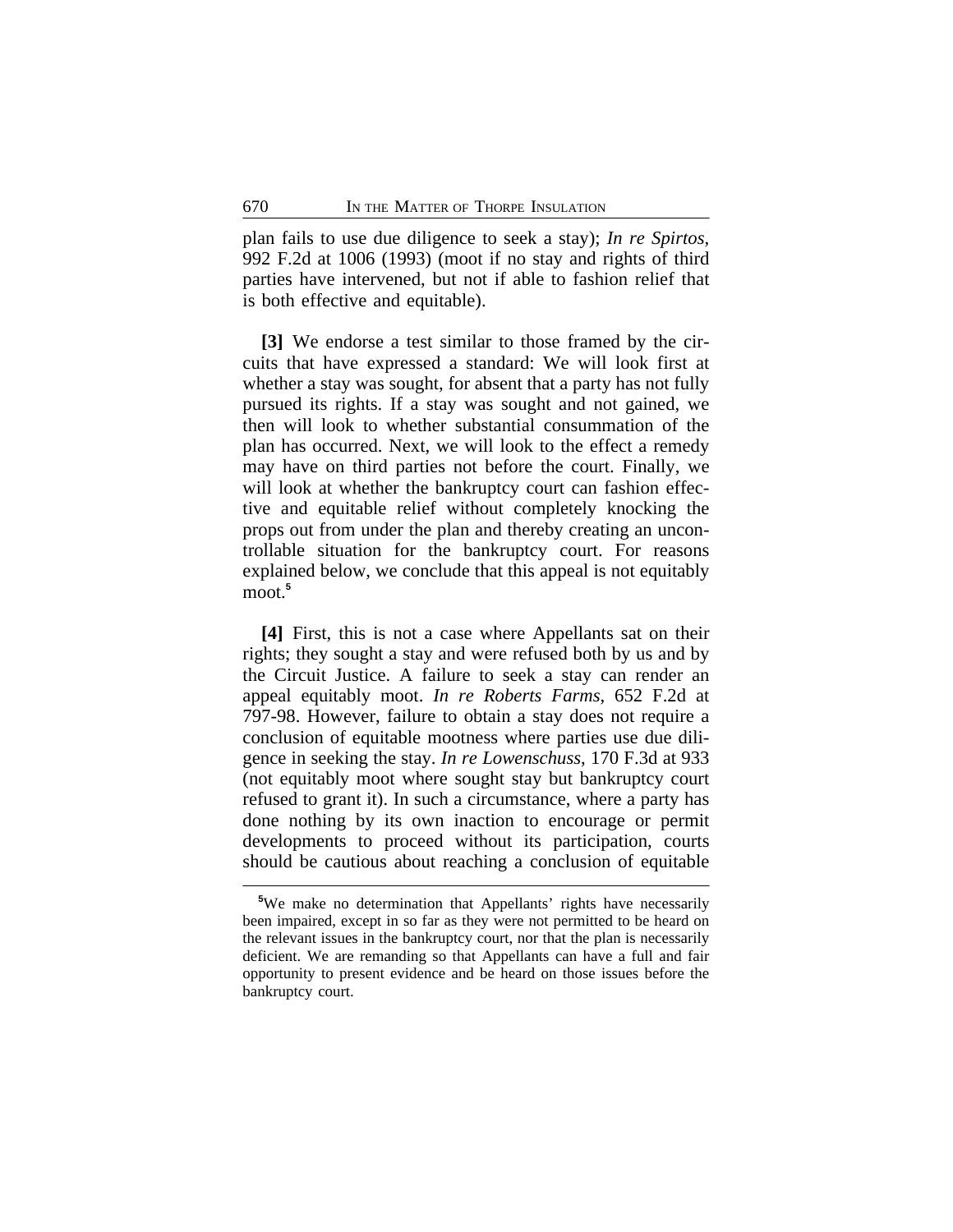plan fails to use due diligence to seek a stay); *In re Spirtos*, 992 F.2d at 1006 (1993) (moot if no stay and rights of third parties have intervened, but not if able to fashion relief that is both effective and equitable).

**[3]** We endorse a test similar to those framed by the circuits that have expressed a standard: We will look first at whether a stay was sought, for absent that a party has not fully pursued its rights. If a stay was sought and not gained, we then will look to whether substantial consummation of the plan has occurred. Next, we will look to the effect a remedy may have on third parties not before the court. Finally, we will look at whether the bankruptcy court can fashion effective and equitable relief without completely knocking the props out from under the plan and thereby creating an uncontrollable situation for the bankruptcy court. For reasons explained below, we conclude that this appeal is not equitably moot.[5]

**[4]** First, this is not a case where Appellants sat on their rights; they sought a stay and were refused both by us and by the Circuit Justice. A failure to seek a stay can render an appeal equitably moot. *In re Roberts Farms*, 652 F.2d at 797-98. However, failure to obtain a stay does not require a conclusion of equitable mootness where parties use due diligence in seeking the stay. *In re Lowenschuss*, 170 F.3d at 933 (not equitably moot where sought stay but bankruptcy court refused to grant it). In such a circumstance, where a party has done nothing by its own inaction to encourage or permit developments to proceed without its participation, courts should be cautious about reaching a conclusion of equitable

[5]We make no determination that Appellants' rights have necessarily been impaired, except in so far as they were not permitted to be heard on the relevant issues in the bankruptcy court, nor that the plan is necessarily deficient. We are remanding so that Appellants can have a full and fair opportunity to present evidence and be heard on those issues before the bankruptcy court.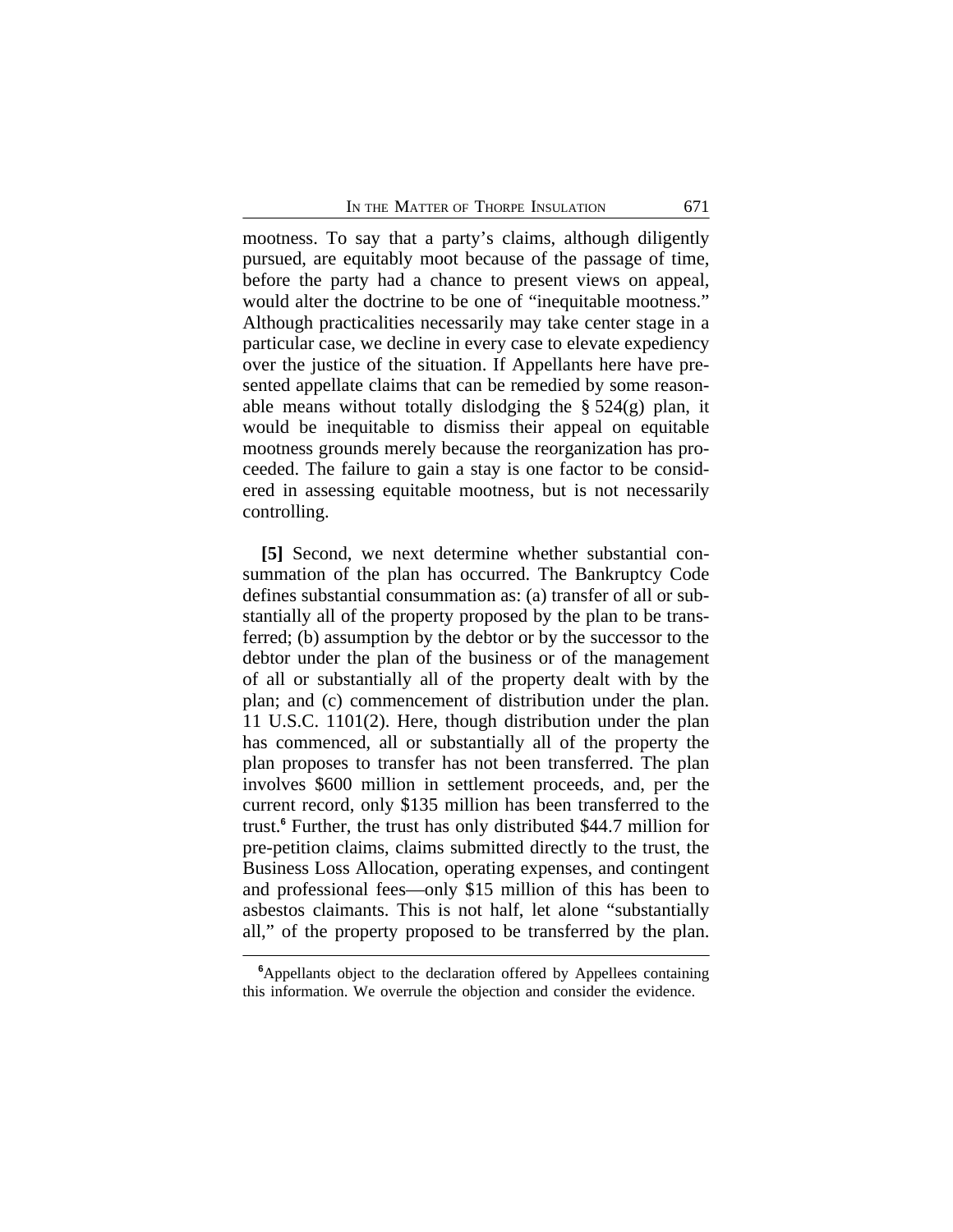mootness. To say that a party's claims, although diligently pursued, are equitably moot because of the passage of time, before the party had a chance to present views on appeal, would alter the doctrine to be one of "inequitable mootness." Although practicalities necessarily may take center stage in a particular case, we decline in every case to elevate expediency over the justice of the situation. If Appellants here have presented appellate claims that can be remedied by some reasonable means without totally dislodging the § 524(g) plan, it would be inequitable to dismiss their appeal on equitable mootness grounds merely because the reorganization has proceeded. The failure to gain a stay is one factor to be considered in assessing equitable mootness, but is not necessarily controlling.

**[5]** Second, we next determine whether substantial consummation of the plan has occurred. The Bankruptcy Code defines substantial consummation as: (a) transfer of all or substantially all of the property proposed by the plan to be transferred; (b) assumption by the debtor or by the successor to the debtor under the plan of the business or of the management of all or substantially all of the property dealt with by the plan; and (c) commencement of distribution under the plan. 11 U.S.C. 1101(2). Here, though distribution under the plan has commenced, all or substantially all of the property the plan proposes to transfer has not been transferred. The plan involves $600 million in settlement proceeds, and, per the current record, only $135 million has been transferred to the trust.[6] Further, the trust has only distributed $44.7 million for pre-petition claims, claims submitted directly to the trust, the Business Loss Allocation, operating expenses, and contingent and professional fees—only $15 million of this has been to asbestos claimants. This is not half, let alone "substantially all," of the property proposed to be transferred by the plan.

[6]Appellants object to the declaration offered by Appellees containing this information. We overrule the objection and consider the evidence.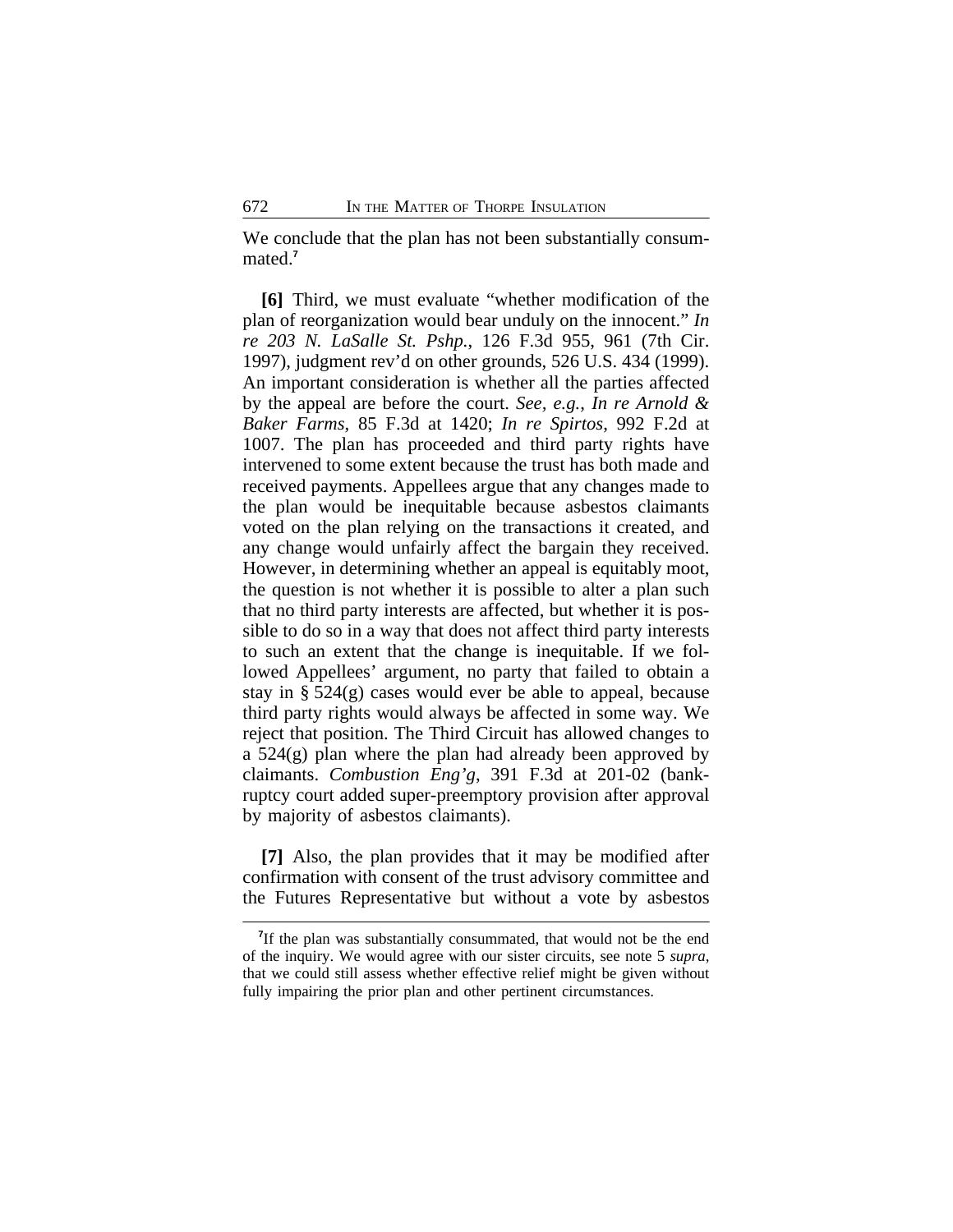We conclude that the plan has not been substantially consummated.[7]

**[6]** Third, we must evaluate "whether modification of the plan of reorganization would bear unduly on the innocent." *In re 203 N. LaSalle St. Pshp.*, 126 F.3d 955, 961 (7th Cir. 1997), judgment rev'd on other grounds, 526 U.S. 434 (1999). An important consideration is whether all the parties affected by the appeal are before the court. *See, e.g.*, *In re Arnold & Baker Farms*, 85 F.3d at 1420; *In re Spirtos*, 992 F.2d at 1007. The plan has proceeded and third party rights have intervened to some extent because the trust has both made and received payments. Appellees argue that any changes made to the plan would be inequitable because asbestos claimants voted on the plan relying on the transactions it created, and any change would unfairly affect the bargain they received. However, in determining whether an appeal is equitably moot, the question is not whether it is possible to alter a plan such that no third party interests are affected, but whether it is possible to do so in a way that does not affect third party interests to such an extent that the change is inequitable. If we followed Appellees' argument, no party that failed to obtain a stay in § 524(g) cases would ever be able to appeal, because third party rights would always be affected in some way. We reject that position. The Third Circuit has allowed changes to a 524(g) plan where the plan had already been approved by claimants. *Combustion Eng'g*, 391 F.3d at 201-02 (bankruptcy court added super-preemptory provision after approval by majority of asbestos claimants).

**[7]** Also, the plan provides that it may be modified after confirmation with consent of the trust advisory committee and the Futures Representative but without a vote by asbestos

---

[7] If the plan was substantially consummated, that would not be the end of the inquiry. We would agree with our sister circuits, see note 5 *supra*, that we could still assess whether effective relief might be given without fully impairing the prior plan and other pertinent circumstances.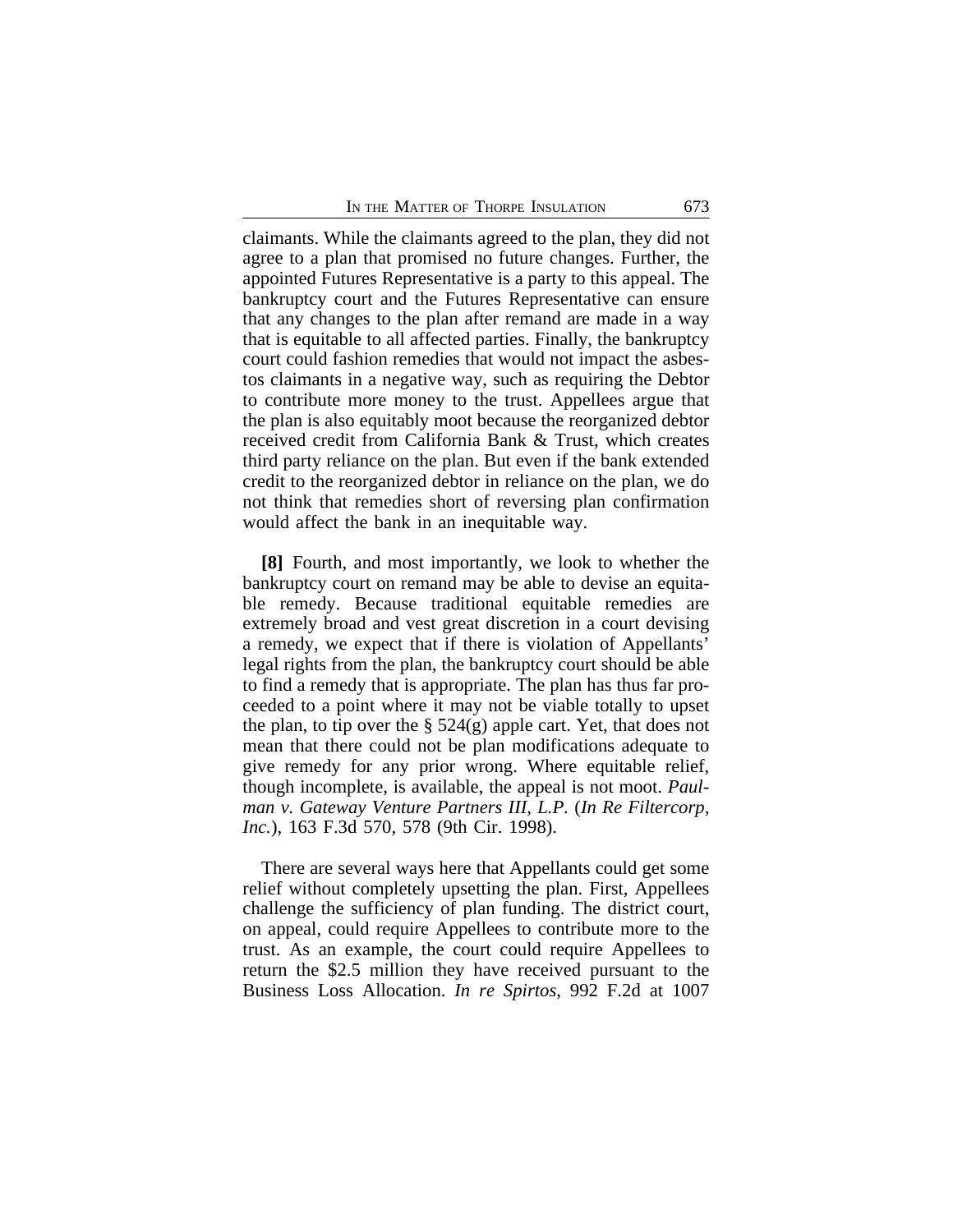claimants. While the claimants agreed to the plan, they did not agree to a plan that promised no future changes. Further, the appointed Futures Representative is a party to this appeal. The bankruptcy court and the Futures Representative can ensure that any changes to the plan after remand are made in a way that is equitable to all affected parties. Finally, the bankruptcy court could fashion remedies that would not impact the asbestos claimants in a negative way, such as requiring the Debtor to contribute more money to the trust. Appellees argue that the plan is also equitably moot because the reorganized debtor received credit from California Bank & Trust, which creates third party reliance on the plan. But even if the bank extended credit to the reorganized debtor in reliance on the plan, we do not think that remedies short of reversing plan confirmation would affect the bank in an inequitable way.

**[8]** Fourth, and most importantly, we look to whether the bankruptcy court on remand may be able to devise an equitable remedy. Because traditional equitable remedies are extremely broad and vest great discretion in a court devising a remedy, we expect that if there is violation of Appellants' legal rights from the plan, the bankruptcy court should be able to find a remedy that is appropriate. The plan has thus far proceeded to a point where it may not be viable totally to upset the plan, to tip over the § 524(g) apple cart. Yet, that does not mean that there could not be plan modifications adequate to give remedy for any prior wrong. Where equitable relief, though incomplete, is available, the appeal is not moot. *Paulman v. Gateway Venture Partners III, L.P.* (*In Re Filtercorp, Inc.*), 163 F.3d 570, 578 (9th Cir. 1998).

There are several ways here that Appellants could get some relief without completely upsetting the plan. First, Appellees challenge the sufficiency of plan funding. The district court, on appeal, could require Appellees to contribute more to the trust. As an example, the court could require Appellees to return the $2.5 million they have received pursuant to the Business Loss Allocation. *In re Spirtos*, 992 F.2d at 1007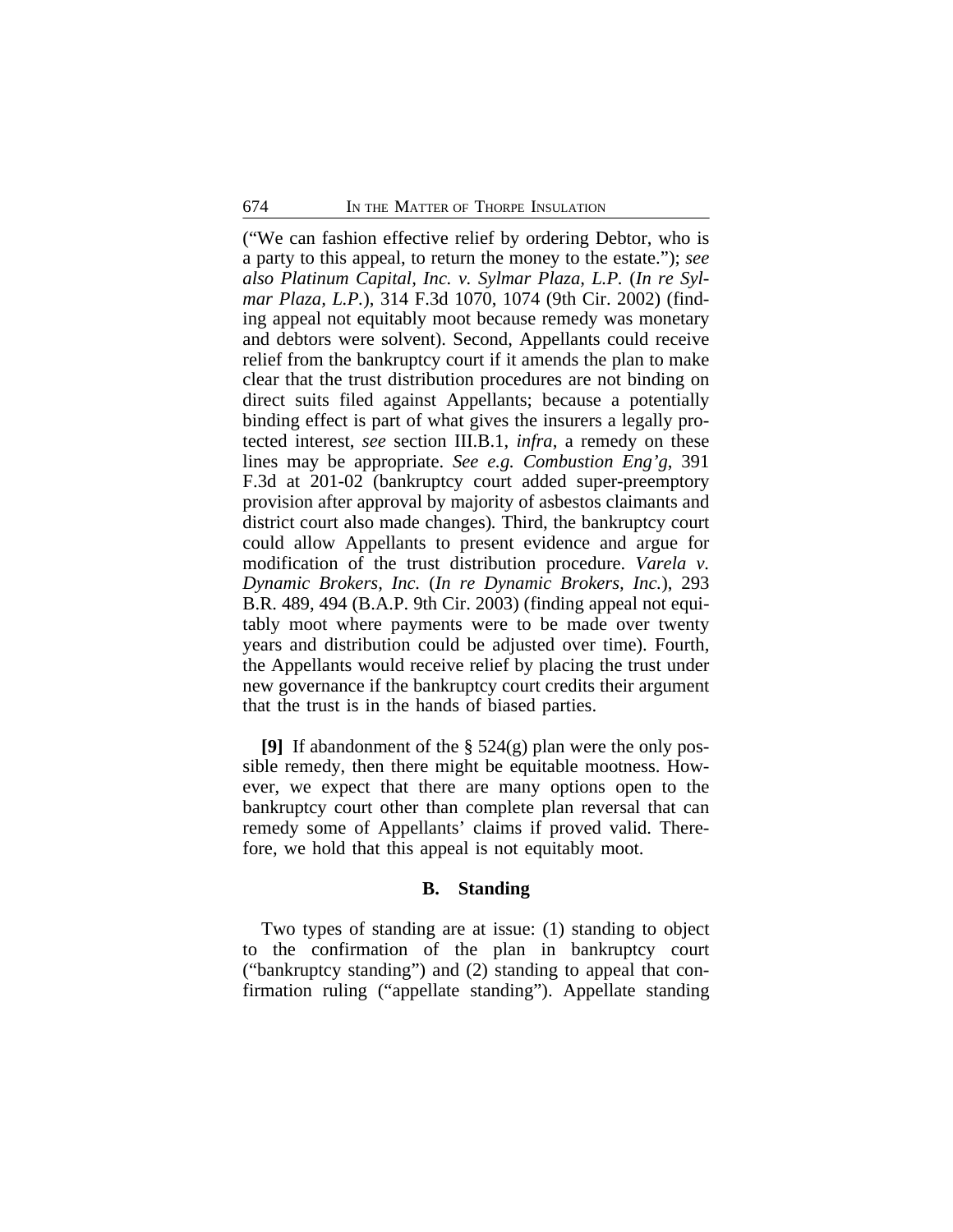("We can fashion effective relief by ordering Debtor, who is a party to this appeal, to return the money to the estate."); *see also Platinum Capital, Inc. v. Sylmar Plaza, L.P.* (*In re Sylmar Plaza, L.P.*), 314 F.3d 1070, 1074 (9th Cir. 2002) (finding appeal not equitably moot because remedy was monetary and debtors were solvent). Second, Appellants could receive relief from the bankruptcy court if it amends the plan to make clear that the trust distribution procedures are not binding on direct suits filed against Appellants; because a potentially binding effect is part of what gives the insurers a legally protected interest, *see* section III.B.1, *infra*, a remedy on these lines may be appropriate. *See e.g. Combustion Eng'g*, 391 F.3d at 201-02 (bankruptcy court added super-preemptory provision after approval by majority of asbestos claimants and district court also made changes). Third, the bankruptcy court could allow Appellants to present evidence and argue for modification of the trust distribution procedure. *Varela v. Dynamic Brokers, Inc.* (*In re Dynamic Brokers, Inc.*), 293 B.R. 489, 494 (B.A.P. 9th Cir. 2003) (finding appeal not equitably moot where payments were to be made over twenty years and distribution could be adjusted over time). Fourth, the Appellants would receive relief by placing the trust under new governance if the bankruptcy court credits their argument that the trust is in the hands of biased parties.

**[9]** If abandonment of the § 524(g) plan were the only possible remedy, then there might be equitable mootness. However, we expect that there are many options open to the bankruptcy court other than complete plan reversal that can remedy some of Appellants' claims if proved valid. Therefore, we hold that this appeal is not equitably moot.

### B. Standing

Two types of standing are at issue: (1) standing to object to the confirmation of the plan in bankruptcy court ("bankruptcy standing") and (2) standing to appeal that confirmation ruling ("appellate standing"). Appellate standing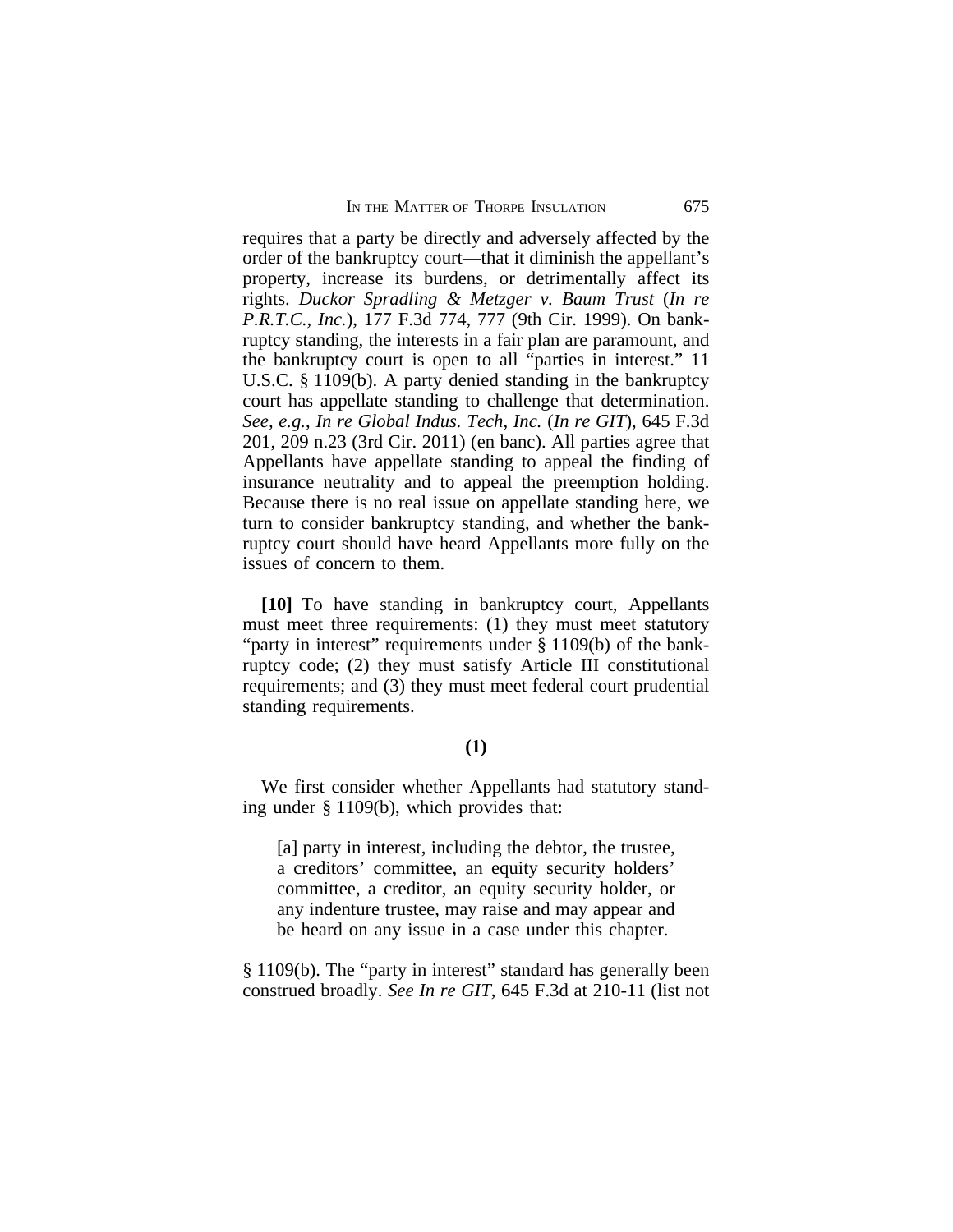requires that a party be directly and adversely affected by the order of the bankruptcy court—that it diminish the appellant's property, increase its burdens, or detrimentally affect its rights. *Duckor Spradling & Metzger v. Baum Trust* (*In re P.R.T.C., Inc.*), 177 F.3d 774, 777 (9th Cir. 1999). On bankruptcy standing, the interests in a fair plan are paramount, and the bankruptcy court is open to all "parties in interest." 11 U.S.C. § 1109(b). A party denied standing in the bankruptcy court has appellate standing to challenge that determination. *See, e.g., In re Global Indus. Tech, Inc.* (*In re GIT*), 645 F.3d 201, 209 n.23 (3rd Cir. 2011) (en banc). All parties agree that Appellants have appellate standing to appeal the finding of insurance neutrality and to appeal the preemption holding. Because there is no real issue on appellate standing here, we turn to consider bankruptcy standing, and whether the bankruptcy court should have heard Appellants more fully on the issues of concern to them.

**[10]** To have standing in bankruptcy court, Appellants must meet three requirements: (1) they must meet statutory "party in interest" requirements under § 1109(b) of the bankruptcy code; (2) they must satisfy Article III constitutional requirements; and (3) they must meet federal court prudential standing requirements.

**(1)**

We first consider whether Appellants had statutory standing under § 1109(b), which provides that:

> [a] party in interest, including the debtor, the trustee, a creditors' committee, an equity security holders' committee, a creditor, an equity security holder, or any indenture trustee, may raise and may appear and be heard on any issue in a case under this chapter.

§ 1109(b). The "party in interest" standard has generally been construed broadly. *See In re GIT*, 645 F.3d at 210-11 (list not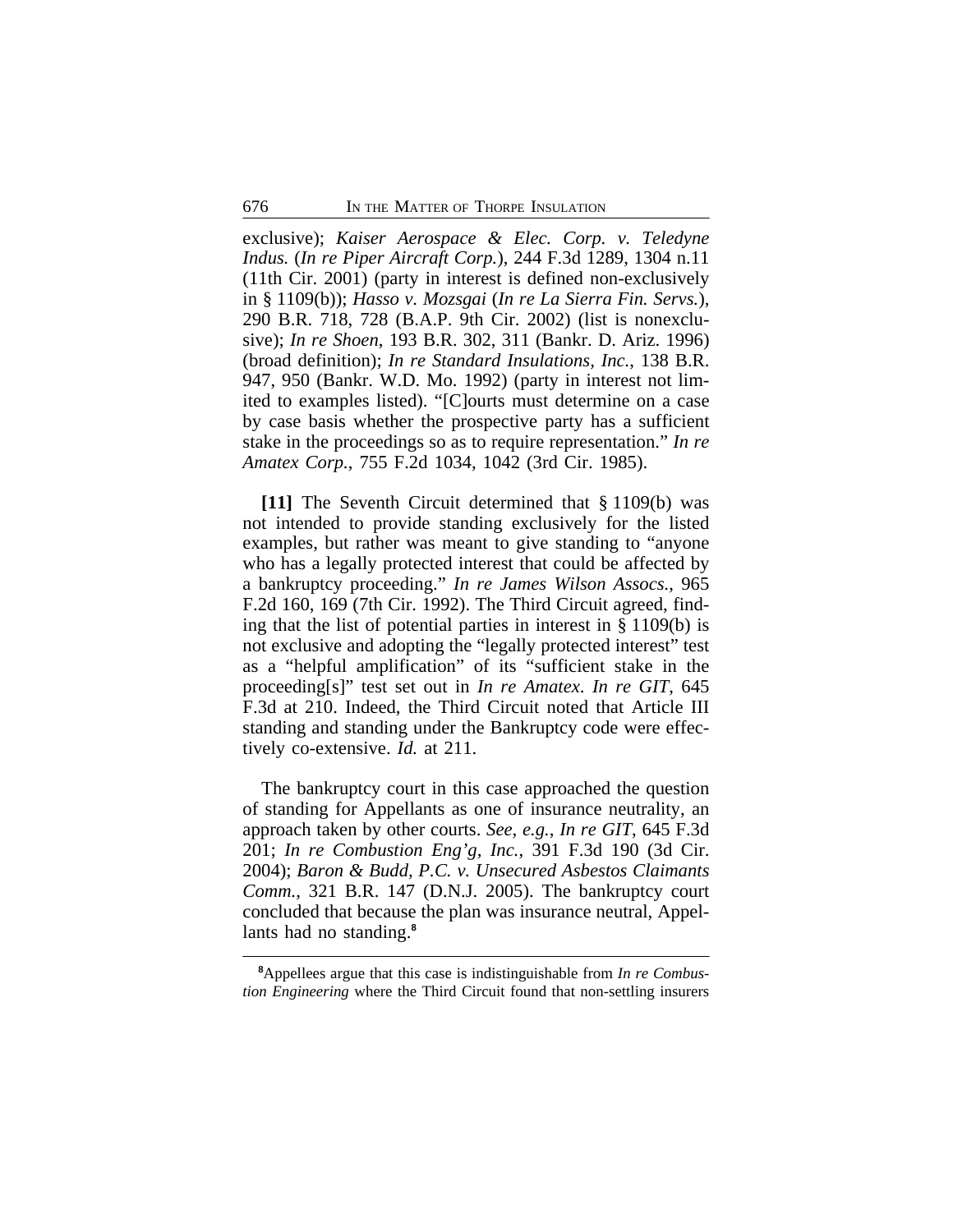exclusive); *Kaiser Aerospace & Elec. Corp. v. Teledyne Indus.* (*In re Piper Aircraft Corp.*), 244 F.3d 1289, 1304 n.11 (11th Cir. 2001) (party in interest is defined non-exclusively in § 1109(b)); *Hasso v. Mozsgai* (*In re La Sierra Fin. Servs.*), 290 B.R. 718, 728 (B.A.P. 9th Cir. 2002) (list is nonexclusive); *In re Shoen*, 193 B.R. 302, 311 (Bankr. D. Ariz. 1996) (broad definition); *In re Standard Insulations, Inc.*, 138 B.R. 947, 950 (Bankr. W.D. Mo. 1992) (party in interest not limited to examples listed). "[C]ourts must determine on a case by case basis whether the prospective party has a sufficient stake in the proceedings so as to require representation." *In re Amatex Corp.*, 755 F.2d 1034, 1042 (3rd Cir. 1985).

**[11]** The Seventh Circuit determined that § 1109(b) was not intended to provide standing exclusively for the listed examples, but rather was meant to give standing to "anyone who has a legally protected interest that could be affected by a bankruptcy proceeding." *In re James Wilson Assocs.*, 965 F.2d 160, 169 (7th Cir. 1992). The Third Circuit agreed, finding that the list of potential parties in interest in § 1109(b) is not exclusive and adopting the "legally protected interest" test as a "helpful amplification" of its "sufficient stake in the proceeding[s]" test set out in *In re Amatex*. *In re GIT*, 645 F.3d at 210. Indeed, the Third Circuit noted that Article III standing and standing under the Bankruptcy code were effectively co-extensive. *Id.* at 211.

The bankruptcy court in this case approached the question of standing for Appellants as one of insurance neutrality, an approach taken by other courts. *See, e.g.*, *In re GIT*, 645 F.3d 201; *In re Combustion Eng'g, Inc.*, 391 F.3d 190 (3d Cir. 2004); *Baron & Budd, P.C. v. Unsecured Asbestos Claimants Comm.*, 321 B.R. 147 (D.N.J. 2005). The bankruptcy court concluded that because the plan was insurance neutral, Appellants had no standing.[8]

---

[8]Appellees argue that this case is indistinguishable from *In re Combustion Engineering* where the Third Circuit found that non-settling insurers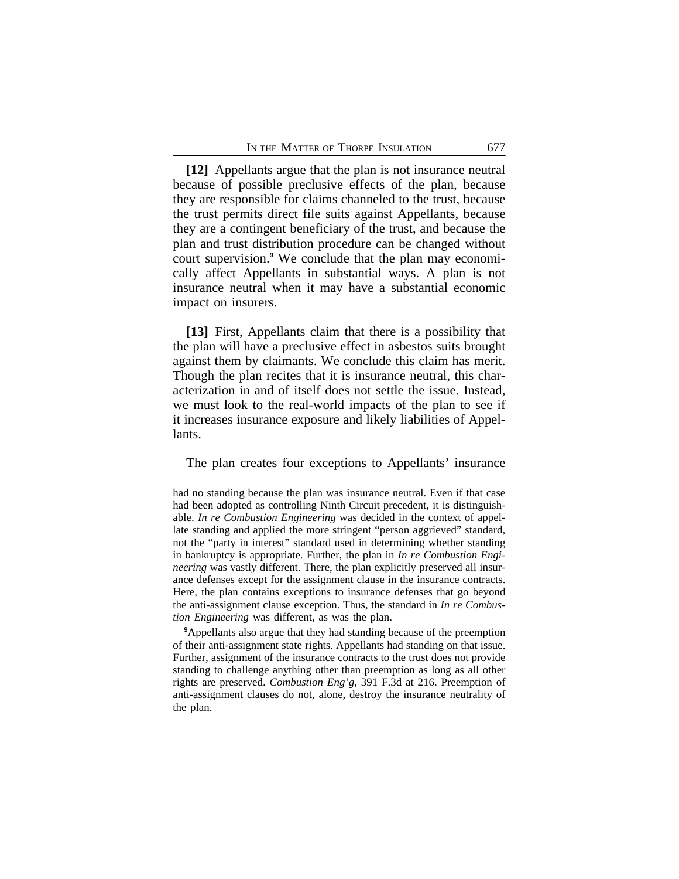**[12]** Appellants argue that the plan is not insurance neutral because of possible preclusive effects of the plan, because they are responsible for claims channeled to the trust, because the trust permits direct file suits against Appellants, because they are a contingent beneficiary of the trust, and because the plan and trust distribution procedure can be changed without court supervision.[9] We conclude that the plan may economically affect Appellants in substantial ways. A plan is not insurance neutral when it may have a substantial economic impact on insurers.

**[13]** First, Appellants claim that there is a possibility that the plan will have a preclusive effect in asbestos suits brought against them by claimants. We conclude this claim has merit. Though the plan recites that it is insurance neutral, this characterization in and of itself does not settle the issue. Instead, we must look to the real-world impacts of the plan to see if it increases insurance exposure and likely liabilities of Appellants.

The plan creates four exceptions to Appellants' insurance

---

had no standing because the plan was insurance neutral. Even if that case had been adopted as controlling Ninth Circuit precedent, it is distinguishable. *In re Combustion Engineering* was decided in the context of appellate standing and applied the more stringent "person aggrieved" standard, not the "party in interest" standard used in determining whether standing in bankruptcy is appropriate. Further, the plan in *In re Combustion Engineering* was vastly different. There, the plan explicitly preserved all insurance defenses except for the assignment clause in the insurance contracts. Here, the plan contains exceptions to insurance defenses that go beyond the anti-assignment clause exception. Thus, the standard in *In re Combustion Engineering* was different, as was the plan.

[9]Appellants also argue that they had standing because of the preemption of their anti-assignment state rights. Appellants had standing on that issue. Further, assignment of the insurance contracts to the trust does not provide standing to challenge anything other than preemption as long as all other rights are preserved. *Combustion Eng'g*, 391 F.3d at 216. Preemption of anti-assignment clauses do not, alone, destroy the insurance neutrality of the plan.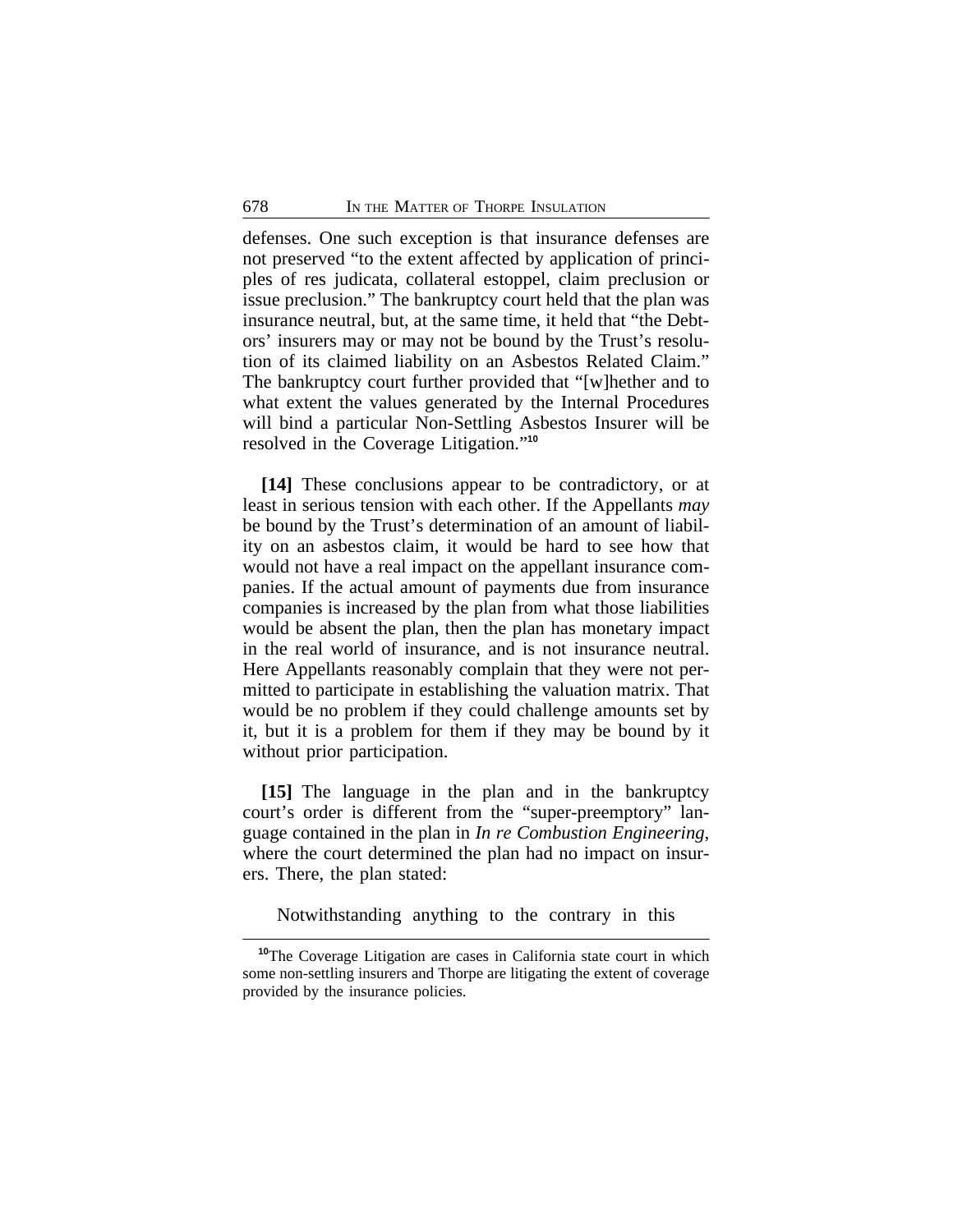defenses. One such exception is that insurance defenses are not preserved "to the extent affected by application of principles of res judicata, collateral estoppel, claim preclusion or issue preclusion." The bankruptcy court held that the plan was insurance neutral, but, at the same time, it held that "the Debtors' insurers may or may not be bound by the Trust's resolution of its claimed liability on an Asbestos Related Claim." The bankruptcy court further provided that "[w]hether and to what extent the values generated by the Internal Procedures will bind a particular Non-Settling Asbestos Insurer will be resolved in the Coverage Litigation."[10]

**[14]** These conclusions appear to be contradictory, or at least in serious tension with each other. If the Appellants *may* be bound by the Trust's determination of an amount of liability on an asbestos claim, it would be hard to see how that would not have a real impact on the appellant insurance companies. If the actual amount of payments due from insurance companies is increased by the plan from what those liabilities would be absent the plan, then the plan has monetary impact in the real world of insurance, and is not insurance neutral. Here Appellants reasonably complain that they were not permitted to participate in establishing the valuation matrix. That would be no problem if they could challenge amounts set by it, but it is a problem for them if they may be bound by it without prior participation.

**[15]** The language in the plan and in the bankruptcy court's order is different from the "super-preemptory" language contained in the plan in *In re Combustion Engineering*, where the court determined the plan had no impact on insurers. There, the plan stated:

Notwithstanding anything to the contrary in this

[10]The Coverage Litigation are cases in California state court in which some non-settling insurers and Thorpe are litigating the extent of coverage provided by the insurance policies.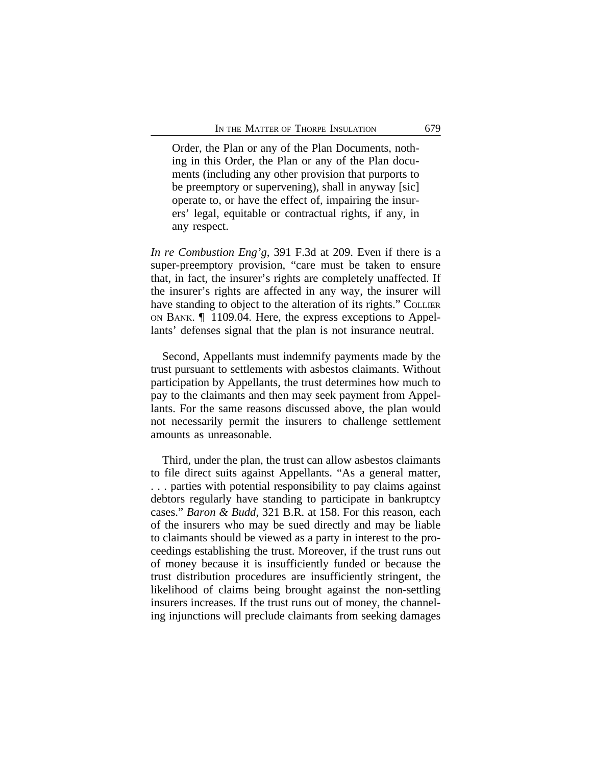> Order, the Plan or any of the Plan Documents, nothing in this Order, the Plan or any of the Plan documents (including any other provision that purports to be preemptory or supervening), shall in anyway [sic] operate to, or have the effect of, impairing the insurers' legal, equitable or contractual rights, if any, in any respect.

*In re Combustion Eng'g*, 391 F.3d at 209. Even if there is a super-preemptory provision, "care must be taken to ensure that, in fact, the insurer's rights are completely unaffected. If the insurer's rights are affected in any way, the insurer will have standing to object to the alteration of its rights." COLLIER ON BANK. ¶ 1109.04. Here, the express exceptions to Appellants' defenses signal that the plan is not insurance neutral.

Second, Appellants must indemnify payments made by the trust pursuant to settlements with asbestos claimants. Without participation by Appellants, the trust determines how much to pay to the claimants and then may seek payment from Appellants. For the same reasons discussed above, the plan would not necessarily permit the insurers to challenge settlement amounts as unreasonable.

Third, under the plan, the trust can allow asbestos claimants to file direct suits against Appellants. "As a general matter, . . . parties with potential responsibility to pay claims against debtors regularly have standing to participate in bankruptcy cases." *Baron & Budd*, 321 B.R. at 158. For this reason, each of the insurers who may be sued directly and may be liable to claimants should be viewed as a party in interest to the proceedings establishing the trust. Moreover, if the trust runs out of money because it is insufficiently funded or because the trust distribution procedures are insufficiently stringent, the likelihood of claims being brought against the non-settling insurers increases. If the trust runs out of money, the channeling injunctions will preclude claimants from seeking damages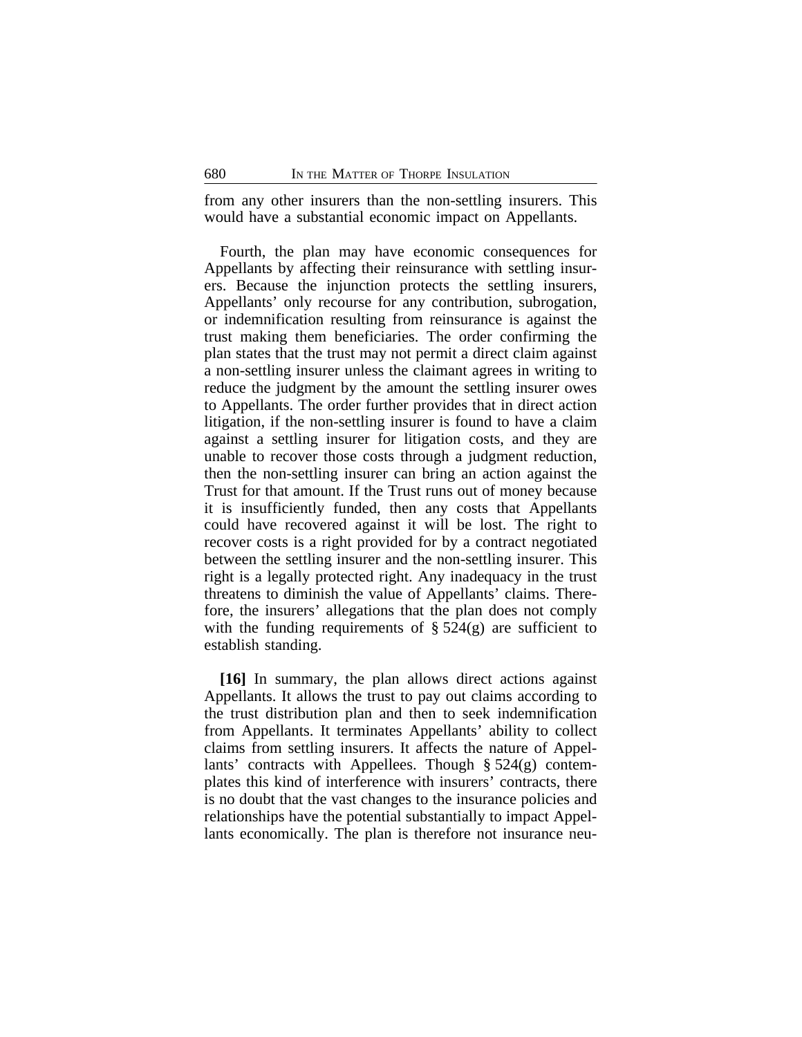from any other insurers than the non-settling insurers. This would have a substantial economic impact on Appellants.

Fourth, the plan may have economic consequences for Appellants by affecting their reinsurance with settling insurers. Because the injunction protects the settling insurers, Appellants' only recourse for any contribution, subrogation, or indemnification resulting from reinsurance is against the trust making them beneficiaries. The order confirming the plan states that the trust may not permit a direct claim against a non-settling insurer unless the claimant agrees in writing to reduce the judgment by the amount the settling insurer owes to Appellants. The order further provides that in direct action litigation, if the non-settling insurer is found to have a claim against a settling insurer for litigation costs, and they are unable to recover those costs through a judgment reduction, then the non-settling insurer can bring an action against the Trust for that amount. If the Trust runs out of money because it is insufficiently funded, then any costs that Appellants could have recovered against it will be lost. The right to recover costs is a right provided for by a contract negotiated between the settling insurer and the non-settling insurer. This right is a legally protected right. Any inadequacy in the trust threatens to diminish the value of Appellants' claims. Therefore, the insurers' allegations that the plan does not comply with the funding requirements of § 524(g) are sufficient to establish standing.

**[16]** In summary, the plan allows direct actions against Appellants. It allows the trust to pay out claims according to the trust distribution plan and then to seek indemnification from Appellants. It terminates Appellants' ability to collect claims from settling insurers. It affects the nature of Appellants' contracts with Appellees. Though § 524(g) contemplates this kind of interference with insurers' contracts, there is no doubt that the vast changes to the insurance policies and relationships have the potential substantially to impact Appellants economically. The plan is therefore not insurance neu-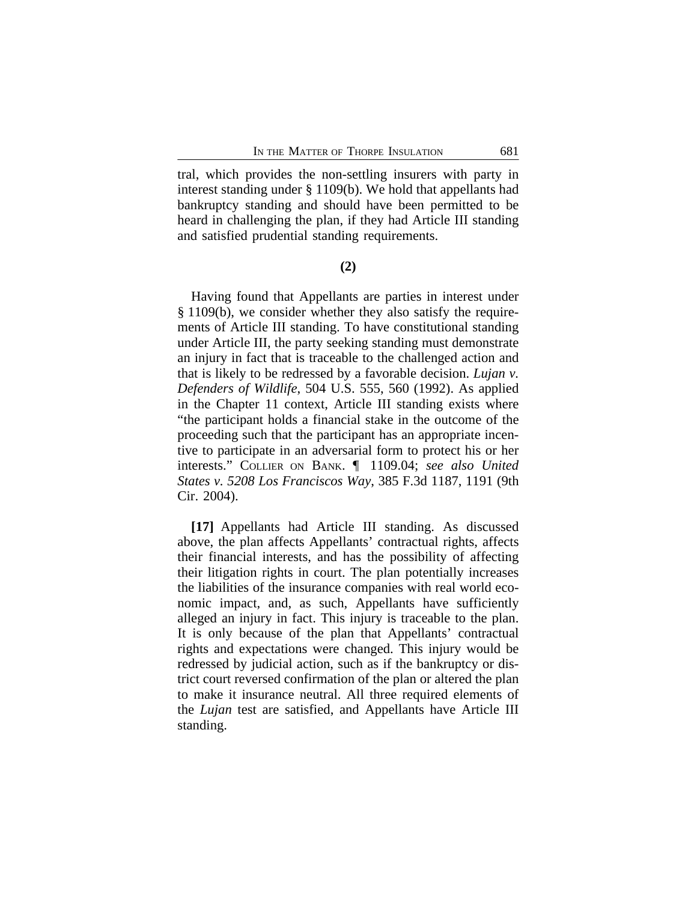tral, which provides the non-settling insurers with party in interest standing under § 1109(b). We hold that appellants had bankruptcy standing and should have been permitted to be heard in challenging the plan, if they had Article III standing and satisfied prudential standing requirements.

**(2)**

Having found that Appellants are parties in interest under § 1109(b), we consider whether they also satisfy the requirements of Article III standing. To have constitutional standing under Article III, the party seeking standing must demonstrate an injury in fact that is traceable to the challenged action and that is likely to be redressed by a favorable decision. *Lujan v. Defenders of Wildlife*, 504 U.S. 555, 560 (1992). As applied in the Chapter 11 context, Article III standing exists where "the participant holds a financial stake in the outcome of the proceeding such that the participant has an appropriate incentive to participate in an adversarial form to protect his or her interests." COLLIER ON BANK. ¶ 1109.04; *see also United States v. 5208 Los Franciscos Way*, 385 F.3d 1187, 1191 (9th Cir. 2004).

**[17]** Appellants had Article III standing. As discussed above, the plan affects Appellants' contractual rights, affects their financial interests, and has the possibility of affecting their litigation rights in court. The plan potentially increases the liabilities of the insurance companies with real world economic impact, and, as such, Appellants have sufficiently alleged an injury in fact. This injury is traceable to the plan. It is only because of the plan that Appellants' contractual rights and expectations were changed. This injury would be redressed by judicial action, such as if the bankruptcy or district court reversed confirmation of the plan or altered the plan to make it insurance neutral. All three required elements of the *Lujan* test are satisfied, and Appellants have Article III standing.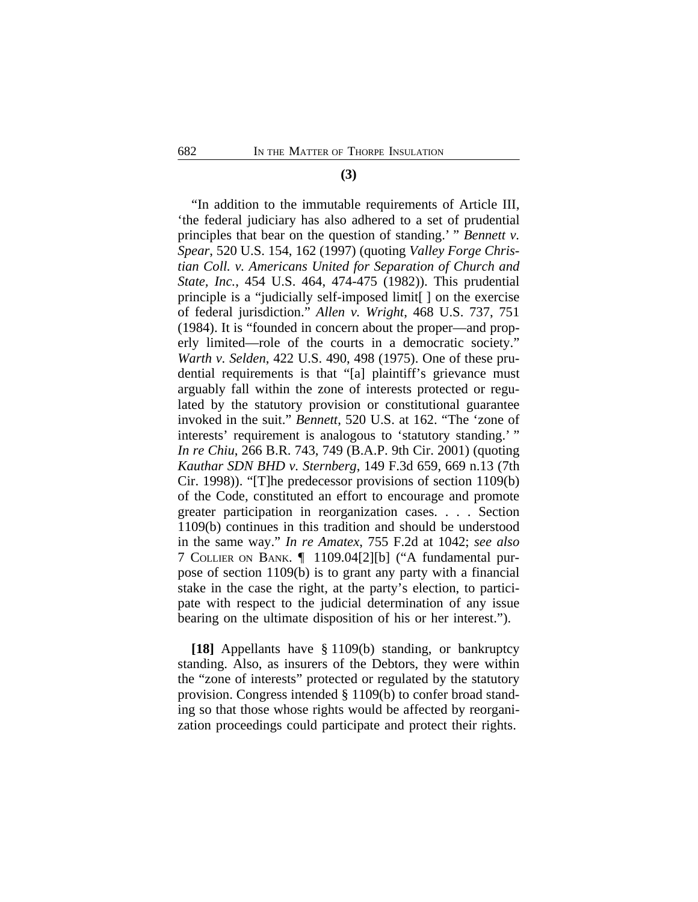**(3)**

"In addition to the immutable requirements of Article III, 'the federal judiciary has also adhered to a set of prudential principles that bear on the question of standing.' " *Bennett v. Spear*, 520 U.S. 154, 162 (1997) (quoting *Valley Forge Christian Coll. v. Americans United for Separation of Church and State, Inc.*, 454 U.S. 464, 474-475 (1982)). This prudential principle is a "judicially self-imposed limit[ ] on the exercise of federal jurisdiction." *Allen v. Wright*, 468 U.S. 737, 751 (1984). It is "founded in concern about the proper—and properly limited—role of the courts in a democratic society." *Warth v. Selden*, 422 U.S. 490, 498 (1975). One of these prudential requirements is that "[a] plaintiff's grievance must arguably fall within the zone of interests protected or regulated by the statutory provision or constitutional guarantee invoked in the suit." *Bennett*, 520 U.S. at 162. "The 'zone of interests' requirement is analogous to 'statutory standing.' " *In re Chiu*, 266 B.R. 743, 749 (B.A.P. 9th Cir. 2001) (quoting *Kauthar SDN BHD v. Sternberg*, 149 F.3d 659, 669 n.13 (7th Cir. 1998)). "[T]he predecessor provisions of section 1109(b) of the Code, constituted an effort to encourage and promote greater participation in reorganization cases. . . . Section 1109(b) continues in this tradition and should be understood in the same way." *In re Amatex*, 755 F.2d at 1042; *see also* 7 COLLIER ON BANK. ¶ 1109.04[2][b] ("A fundamental purpose of section 1109(b) is to grant any party with a financial stake in the case the right, at the party's election, to participate with respect to the judicial determination of any issue bearing on the ultimate disposition of his or her interest.").

**[18]** Appellants have § 1109(b) standing, or bankruptcy standing. Also, as insurers of the Debtors, they were within the "zone of interests" protected or regulated by the statutory provision. Congress intended § 1109(b) to confer broad standing so that those whose rights would be affected by reorganization proceedings could participate and protect their rights.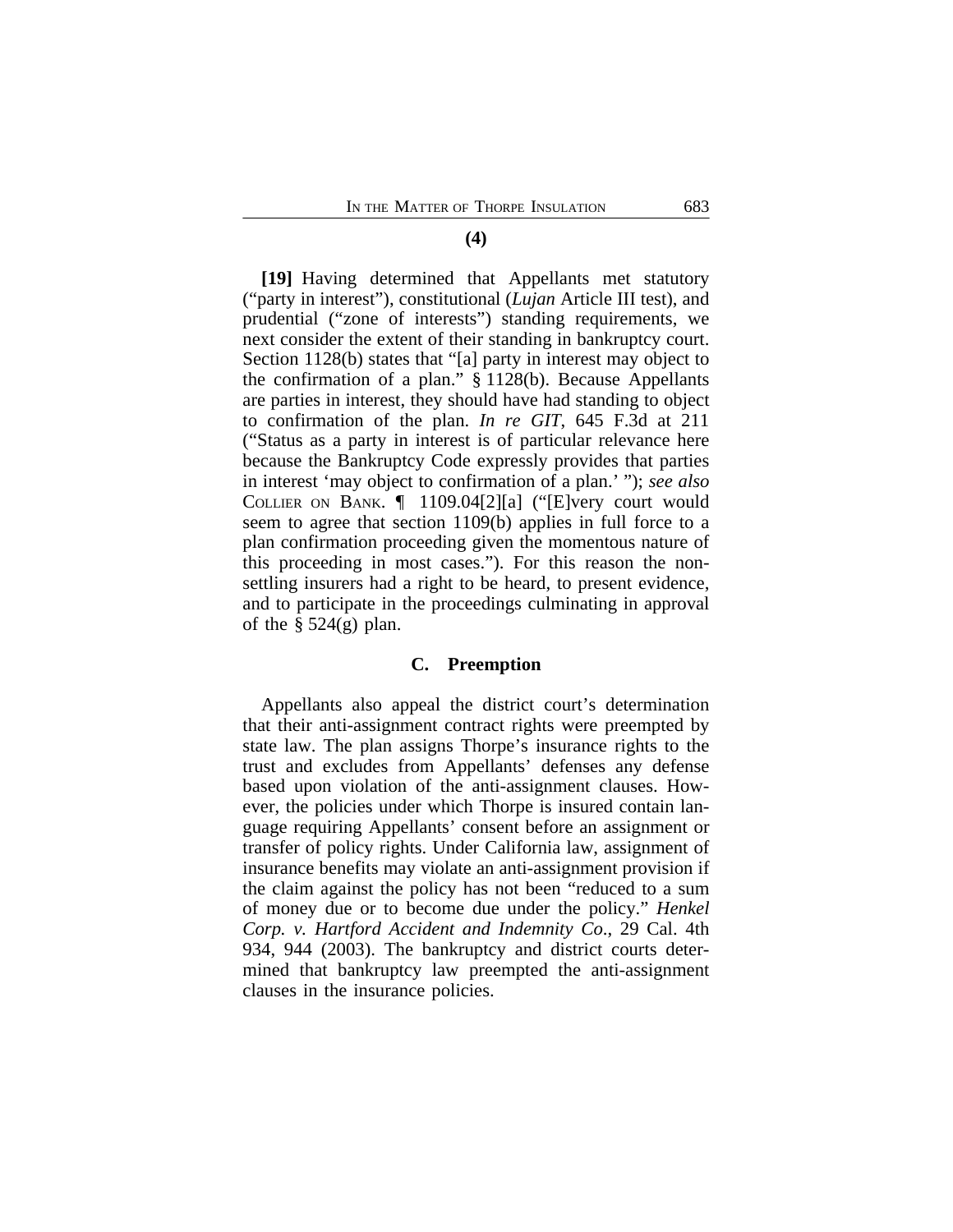**(4)**

**[19]** Having determined that Appellants met statutory ("party in interest"), constitutional (*Lujan* Article III test), and prudential ("zone of interests") standing requirements, we next consider the extent of their standing in bankruptcy court. Section 1128(b) states that "[a] party in interest may object to the confirmation of a plan." § 1128(b). Because Appellants are parties in interest, they should have had standing to object to confirmation of the plan. *In re GIT*, 645 F.3d at 211 ("Status as a party in interest is of particular relevance here because the Bankruptcy Code expressly provides that parties in interest 'may object to confirmation of a plan.' "); *see also* COLLIER ON BANK. ¶ 1109.04[2][a] ("[E]very court would seem to agree that section 1109(b) applies in full force to a plan confirmation proceeding given the momentous nature of this proceeding in most cases."). For this reason the non-settling insurers had a right to be heard, to present evidence, and to participate in the proceedings culminating in approval of the § 524(g) plan.

## C. Preemption

Appellants also appeal the district court's determination that their anti-assignment contract rights were preempted by state law. The plan assigns Thorpe's insurance rights to the trust and excludes from Appellants' defenses any defense based upon violation of the anti-assignment clauses. However, the policies under which Thorpe is insured contain language requiring Appellants' consent before an assignment or transfer of policy rights. Under California law, assignment of insurance benefits may violate an anti-assignment provision if the claim against the policy has not been "reduced to a sum of money due or to become due under the policy." *Henkel Corp. v. Hartford Accident and Indemnity Co.*, 29 Cal. 4th 934, 944 (2003). The bankruptcy and district courts determined that bankruptcy law preempted the anti-assignment clauses in the insurance policies.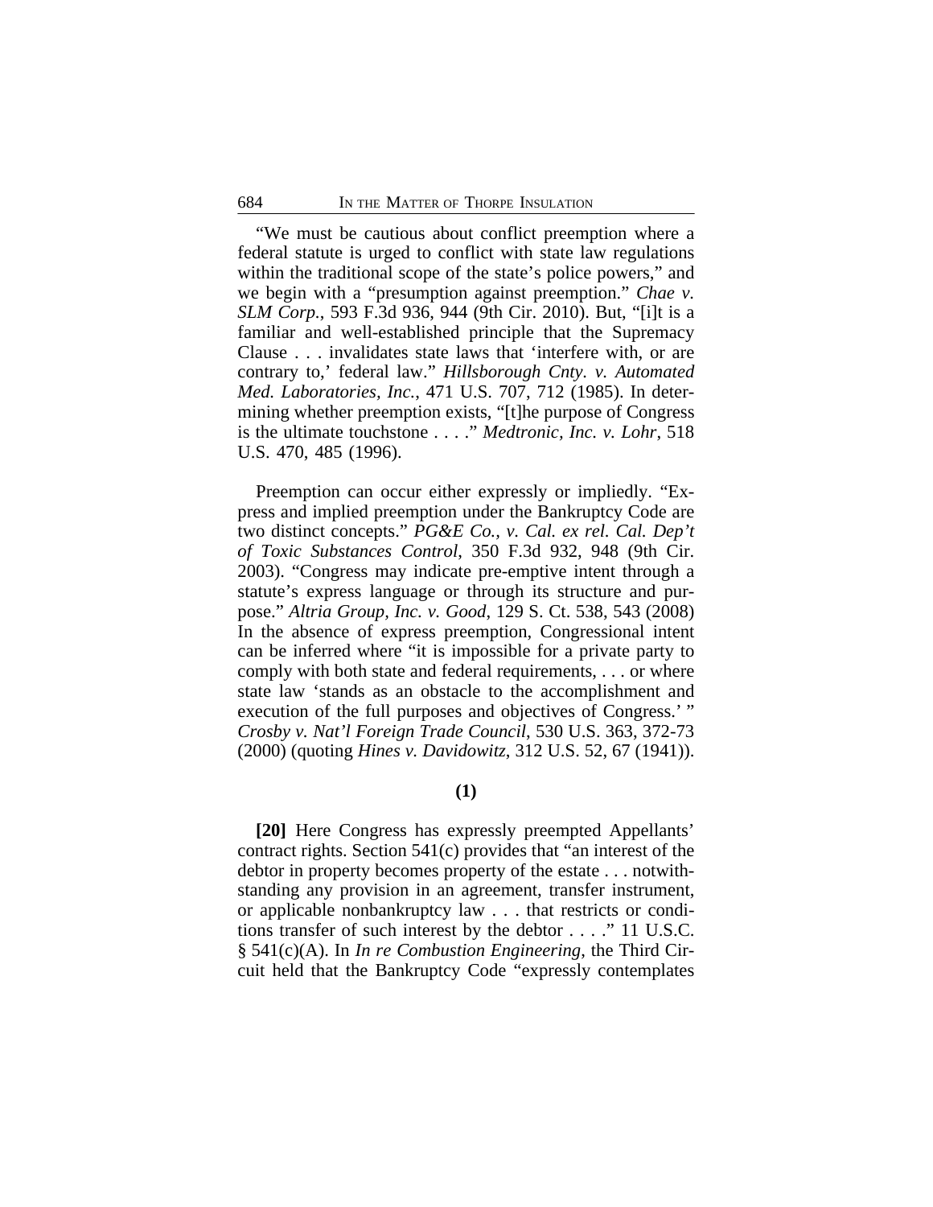"We must be cautious about conflict preemption where a federal statute is urged to conflict with state law regulations within the traditional scope of the state's police powers," and we begin with a "presumption against preemption." *Chae v. SLM Corp.*, 593 F.3d 936, 944 (9th Cir. 2010). But, "[i]t is a familiar and well-established principle that the Supremacy Clause . . . invalidates state laws that 'interfere with, or are contrary to,' federal law." *Hillsborough Cnty. v. Automated Med. Laboratories, Inc.*, 471 U.S. 707, 712 (1985). In determining whether preemption exists, "[t]he purpose of Congress is the ultimate touchstone . . . ." *Medtronic, Inc. v. Lohr*, 518 U.S. 470, 485 (1996).

Preemption can occur either expressly or impliedly. "Express and implied preemption under the Bankruptcy Code are two distinct concepts." *PG&E Co., v. Cal. ex rel. Cal. Dep't of Toxic Substances Control*, 350 F.3d 932, 948 (9th Cir. 2003). "Congress may indicate pre-emptive intent through a statute's express language or through its structure and purpose." *Altria Group, Inc. v. Good*, 129 S. Ct. 538, 543 (2008) In the absence of express preemption, Congressional intent can be inferred where "it is impossible for a private party to comply with both state and federal requirements, . . . or where state law 'stands as an obstacle to the accomplishment and execution of the full purposes and objectives of Congress.' " *Crosby v. Nat'l Foreign Trade Council*, 530 U.S. 363, 372-73 (2000) (quoting *Hines v. Davidowitz*, 312 U.S. 52, 67 (1941)).

**(1)**

**[20]** Here Congress has expressly preempted Appellants' contract rights. Section 541(c) provides that "an interest of the debtor in property becomes property of the estate . . . notwithstanding any provision in an agreement, transfer instrument, or applicable nonbankruptcy law . . . that restricts or conditions transfer of such interest by the debtor . . . ." 11 U.S.C. § 541(c)(A). In *In re Combustion Engineering*, the Third Circuit held that the Bankruptcy Code "expressly contemplates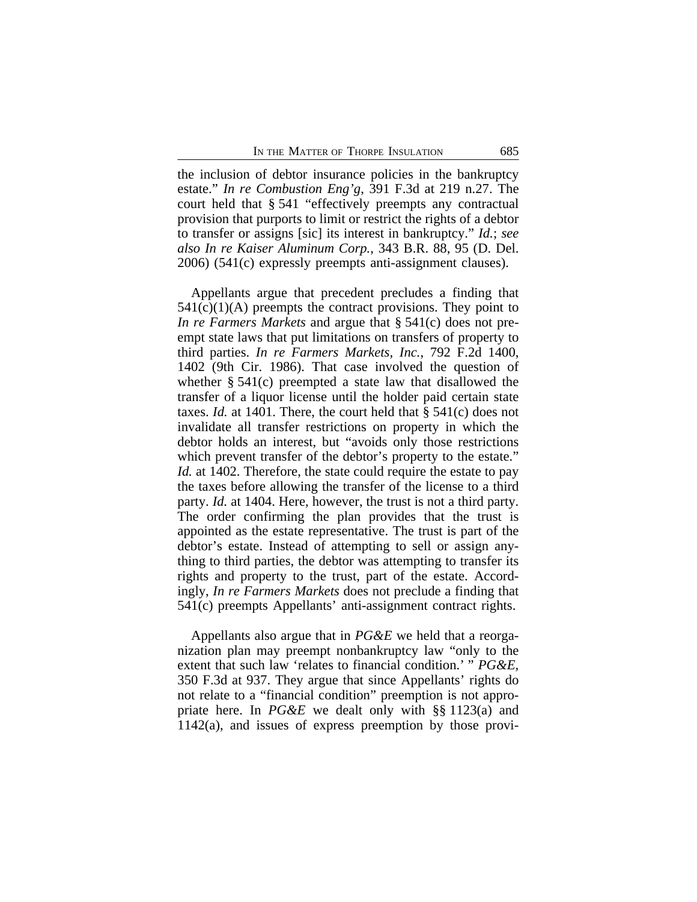the inclusion of debtor insurance policies in the bankruptcy estate." *In re Combustion Eng'g*, 391 F.3d at 219 n.27. The court held that § 541 "effectively preempts any contractual provision that purports to limit or restrict the rights of a debtor to transfer or assigns [sic] its interest in bankruptcy." *Id.*; *see also In re Kaiser Aluminum Corp.*, 343 B.R. 88, 95 (D. Del. 2006) (541(c) expressly preempts anti-assignment clauses).

Appellants argue that precedent precludes a finding that 541(c)(1)(A) preempts the contract provisions. They point to *In re Farmers Markets* and argue that § 541(c) does not preempt state laws that put limitations on transfers of property to third parties. *In re Farmers Markets, Inc.*, 792 F.2d 1400, 1402 (9th Cir. 1986). That case involved the question of whether § 541(c) preempted a state law that disallowed the transfer of a liquor license until the holder paid certain state taxes. *Id.* at 1401. There, the court held that § 541(c) does not invalidate all transfer restrictions on property in which the debtor holds an interest, but "avoids only those restrictions which prevent transfer of the debtor's property to the estate." *Id.* at 1402. Therefore, the state could require the estate to pay the taxes before allowing the transfer of the license to a third party. *Id.* at 1404. Here, however, the trust is not a third party. The order confirming the plan provides that the trust is appointed as the estate representative. The trust is part of the debtor's estate. Instead of attempting to sell or assign anything to third parties, the debtor was attempting to transfer its rights and property to the trust, part of the estate. Accordingly, *In re Farmers Markets* does not preclude a finding that 541(c) preempts Appellants' anti-assignment contract rights.

Appellants also argue that in *PG&E* we held that a reorganization plan may preempt nonbankruptcy law "only to the extent that such law 'relates to financial condition.' " *PG&E*, 350 F.3d at 937. They argue that since Appellants' rights do not relate to a "financial condition" preemption is not appropriate here. In *PG&E* we dealt only with §§ 1123(a) and 1142(a), and issues of express preemption by those provi-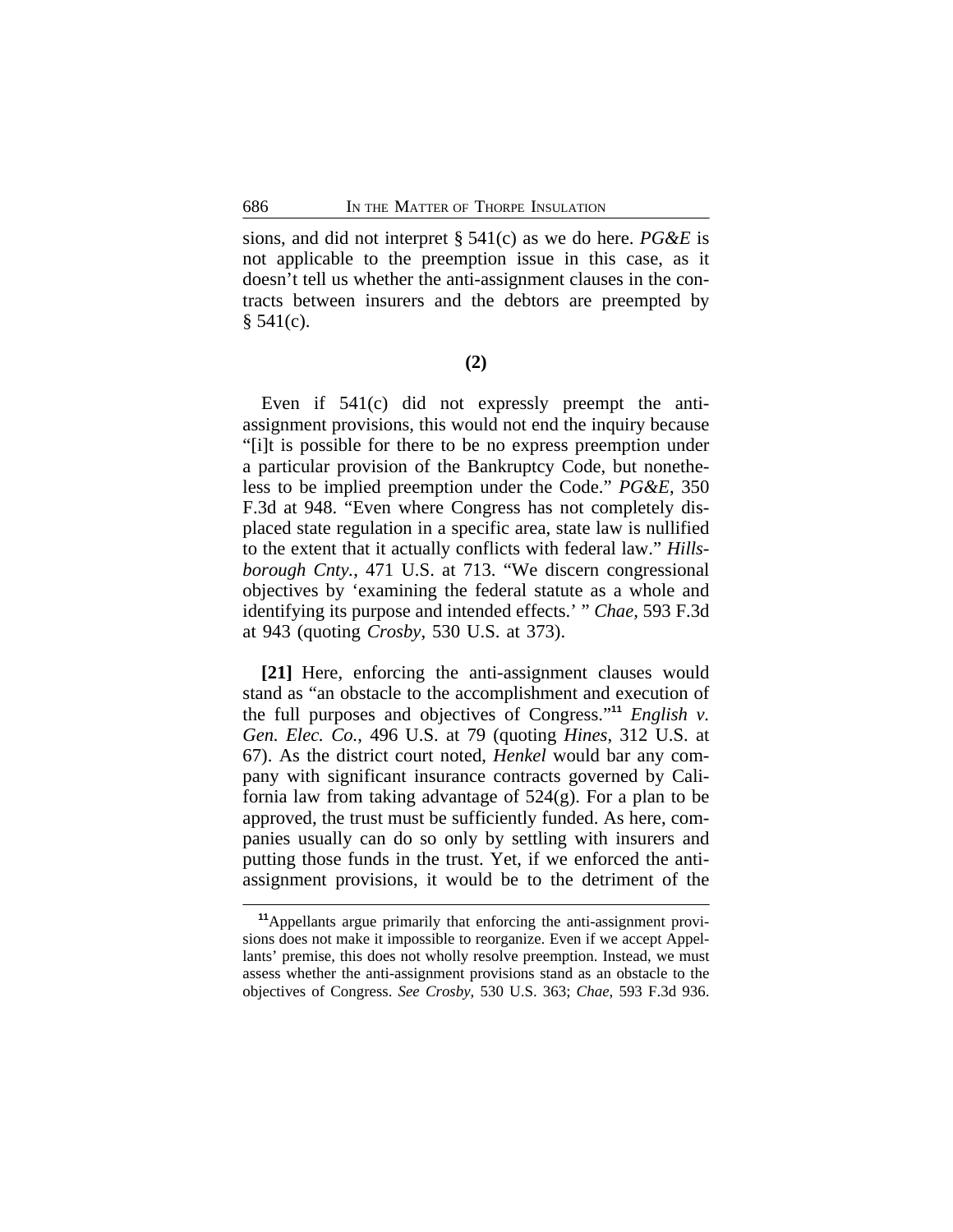sions, and did not interpret § 541(c) as we do here. *PG&E* is not applicable to the preemption issue in this case, as it doesn't tell us whether the anti-assignment clauses in the contracts between insurers and the debtors are preempted by § 541(c).

**(2)**

Even if 541(c) did not expressly preempt the anti-assignment provisions, this would not end the inquiry because "[i]t is possible for there to be no express preemption under a particular provision of the Bankruptcy Code, but nonetheless to be implied preemption under the Code." *PG&E*, 350 F.3d at 948. "Even where Congress has not completely displaced state regulation in a specific area, state law is nullified to the extent that it actually conflicts with federal law." *Hillsborough Cnty.*, 471 U.S. at 713. "We discern congressional objectives by 'examining the federal statute as a whole and identifying its purpose and intended effects.' " *Chae*, 593 F.3d at 943 (quoting *Crosby*, 530 U.S. at 373).

**[21]** Here, enforcing the anti-assignment clauses would stand as "an obstacle to the accomplishment and execution of the full purposes and objectives of Congress."[11] *English v. Gen. Elec. Co.*, 496 U.S. at 79 (quoting *Hines*, 312 U.S. at 67). As the district court noted, *Henkel* would bar any company with significant insurance contracts governed by California law from taking advantage of 524(g). For a plan to be approved, the trust must be sufficiently funded. As here, companies usually can do so only by settling with insurers and putting those funds in the trust. Yet, if we enforced the anti-assignment provisions, it would be to the detriment of the

---

[11] Appellants argue primarily that enforcing the anti-assignment provisions does not make it impossible to reorganize. Even if we accept Appellants' premise, this does not wholly resolve preemption. Instead, we must assess whether the anti-assignment provisions stand as an obstacle to the objectives of Congress. *See Crosby*, 530 U.S. 363; *Chae*, 593 F.3d 936.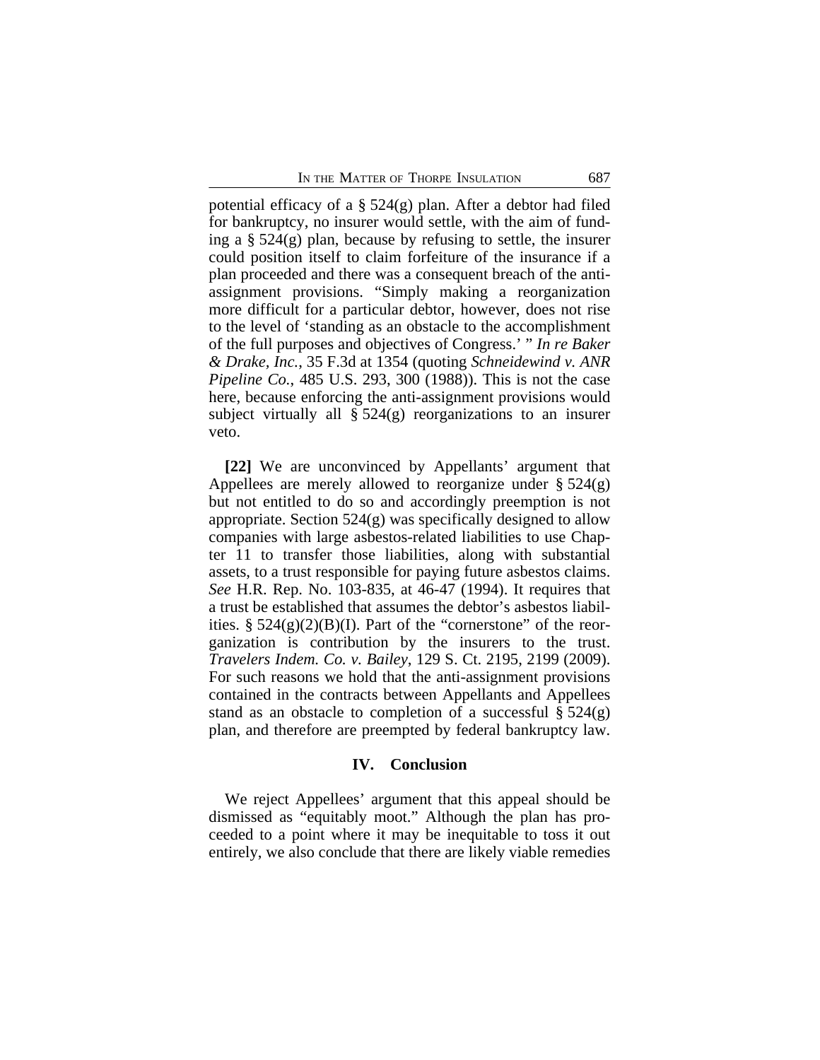potential efficacy of a § 524(g) plan. After a debtor had filed for bankruptcy, no insurer would settle, with the aim of funding a § 524(g) plan, because by refusing to settle, the insurer could position itself to claim forfeiture of the insurance if a plan proceeded and there was a consequent breach of the anti-assignment provisions. "Simply making a reorganization more difficult for a particular debtor, however, does not rise to the level of 'standing as an obstacle to the accomplishment of the full purposes and objectives of Congress.' " *In re Baker & Drake, Inc.*, 35 F.3d at 1354 (quoting *Schneidewind v. ANR Pipeline Co.*, 485 U.S. 293, 300 (1988)). This is not the case here, because enforcing the anti-assignment provisions would subject virtually all § 524(g) reorganizations to an insurer veto.

**[22]** We are unconvinced by Appellants' argument that Appellees are merely allowed to reorganize under § 524(g) but not entitled to do so and accordingly preemption is not appropriate. Section 524(g) was specifically designed to allow companies with large asbestos-related liabilities to use Chapter 11 to transfer those liabilities, along with substantial assets, to a trust responsible for paying future asbestos claims. *See* H.R. Rep. No. 103-835, at 46-47 (1994). It requires that a trust be established that assumes the debtor's asbestos liabilities. § 524(g)(2)(B)(I). Part of the "cornerstone" of the reorganization is contribution by the insurers to the trust. *Travelers Indem. Co. v. Bailey*, 129 S. Ct. 2195, 2199 (2009). For such reasons we hold that the anti-assignment provisions contained in the contracts between Appellants and Appellees stand as an obstacle to completion of a successful § 524(g) plan, and therefore are preempted by federal bankruptcy law.

## IV. Conclusion

We reject Appellees' argument that this appeal should be dismissed as "equitably moot." Although the plan has proceeded to a point where it may be inequitable to toss it out entirely, we also conclude that there are likely viable remedies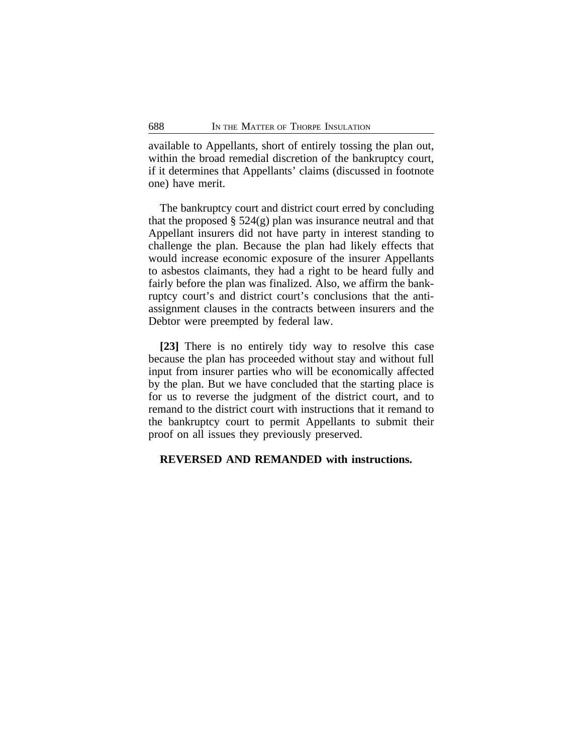available to Appellants, short of entirely tossing the plan out, within the broad remedial discretion of the bankruptcy court, if it determines that Appellants' claims (discussed in footnote one) have merit.

The bankruptcy court and district court erred by concluding that the proposed § 524(g) plan was insurance neutral and that Appellant insurers did not have party in interest standing to challenge the plan. Because the plan had likely effects that would increase economic exposure of the insurer Appellants to asbestos claimants, they had a right to be heard fully and fairly before the plan was finalized. Also, we affirm the bankruptcy court's and district court's conclusions that the anti-assignment clauses in the contracts between insurers and the Debtor were preempted by federal law.

**[23]** There is no entirely tidy way to resolve this case because the plan has proceeded without stay and without full input from insurer parties who will be economically affected by the plan. But we have concluded that the starting place is for us to reverse the judgment of the district court, and to remand to the district court with instructions that it remand to the bankruptcy court to permit Appellants to submit their proof on all issues they previously preserved.

**REVERSED AND REMANDED with instructions.**